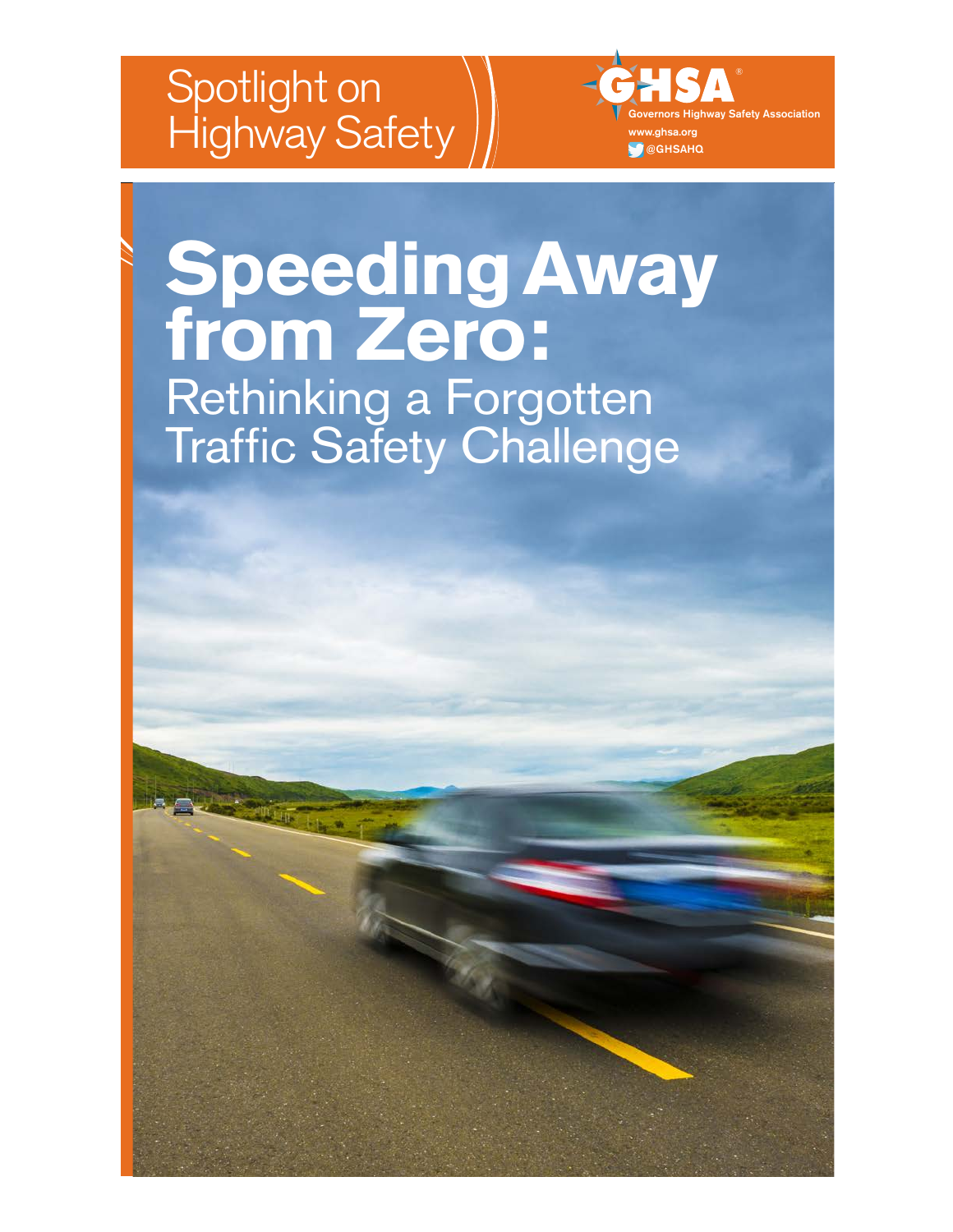Spotlight on Highway Safety

GHSA®
Governors Highway Safety Association
www.ghsa.org
@GHSAHQ

# Speeding Away from Zero:

## Rethinking a Forgotten Traffic Safety Challenge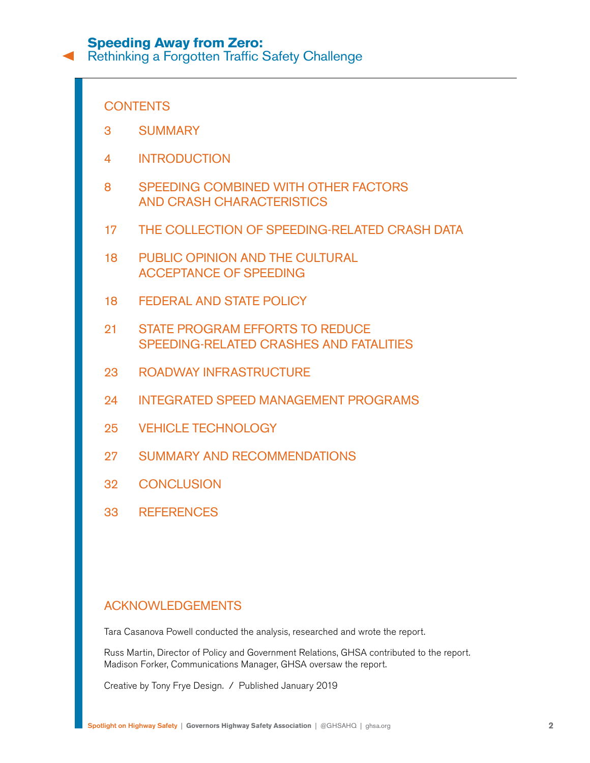## CONTENTS

| | |
|---|---|
| 3 | SUMMARY |
| 4 | INTRODUCTION |
| 8 | SPEEDING COMBINED WITH OTHER FACTORS AND CRASH CHARACTERISTICS |
| 17 | THE COLLECTION OF SPEEDING-RELATED CRASH DATA |
| 18 | PUBLIC OPINION AND THE CULTURAL ACCEPTANCE OF SPEEDING |
| 18 | FEDERAL AND STATE POLICY |
| 21 | STATE PROGRAM EFFORTS TO REDUCE SPEEDING-RELATED CRASHES AND FATALITIES |
| 23 | ROADWAY INFRASTRUCTURE |
| 24 | INTEGRATED SPEED MANAGEMENT PROGRAMS |
| 25 | VEHICLE TECHNOLOGY |
| 27 | SUMMARY AND RECOMMENDATIONS |
| 32 | CONCLUSION |
| 33 | REFERENCES |

## ACKNOWLEDGEMENTS

Tara Casanova Powell conducted the analysis, researched and wrote the report.

Russ Martin, Director of Policy and Government Relations, GHSA contributed to the report.
Madison Forker, Communications Manager, GHSA oversaw the report.

Creative by Tony Frye Design. / Published January 2019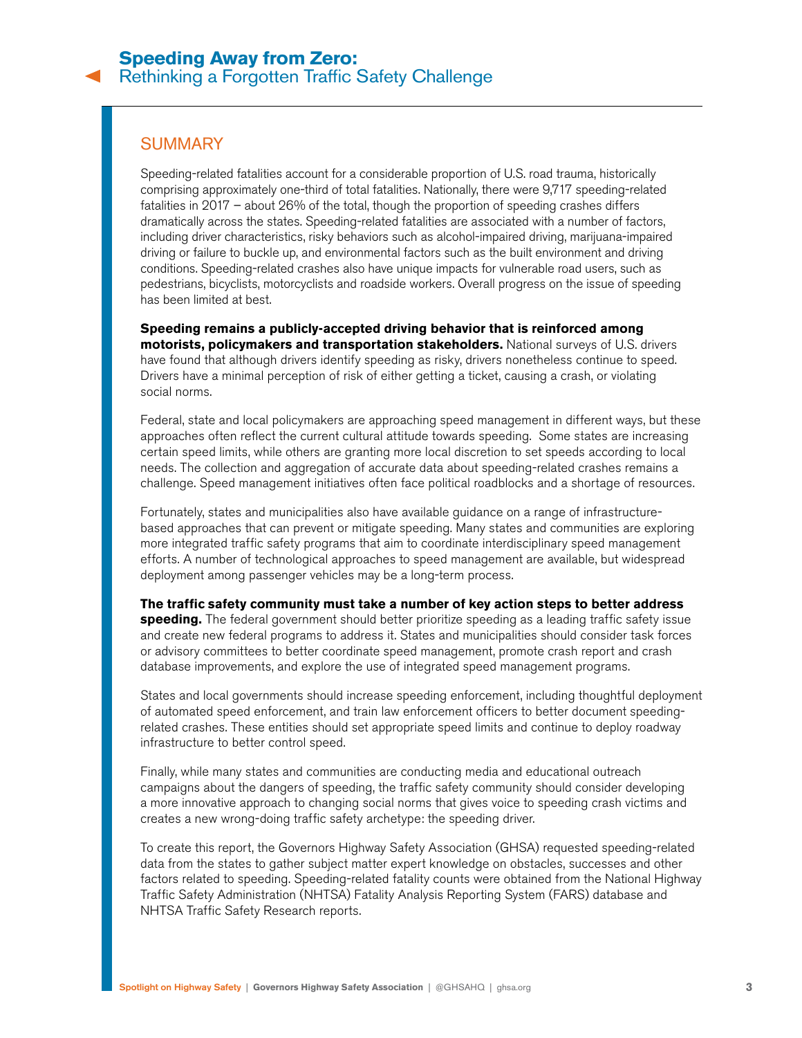## SUMMARY

Speeding-related fatalities account for a considerable proportion of U.S. road trauma, historically comprising approximately one-third of total fatalities. Nationally, there were 9,717 speeding-related fatalities in 2017 – about 26% of the total, though the proportion of speeding crashes differs dramatically across the states. Speeding-related fatalities are associated with a number of factors, including driver characteristics, risky behaviors such as alcohol-impaired driving, marijuana-impaired driving or failure to buckle up, and environmental factors such as the built environment and driving conditions. Speeding-related crashes also have unique impacts for vulnerable road users, such as pedestrians, bicyclists, motorcyclists and roadside workers. Overall progress on the issue of speeding has been limited at best.

**Speeding remains a publicly-accepted driving behavior that is reinforced among motorists, policymakers and transportation stakeholders.** National surveys of U.S. drivers have found that although drivers identify speeding as risky, drivers nonetheless continue to speed. Drivers have a minimal perception of risk of either getting a ticket, causing a crash, or violating social norms.

Federal, state and local policymakers are approaching speed management in different ways, but these approaches often reflect the current cultural attitude towards speeding. Some states are increasing certain speed limits, while others are granting more local discretion to set speeds according to local needs. The collection and aggregation of accurate data about speeding-related crashes remains a challenge. Speed management initiatives often face political roadblocks and a shortage of resources.

Fortunately, states and municipalities also have available guidance on a range of infrastructure-based approaches that can prevent or mitigate speeding. Many states and communities are exploring more integrated traffic safety programs that aim to coordinate interdisciplinary speed management efforts. A number of technological approaches to speed management are available, but widespread deployment among passenger vehicles may be a long-term process.

**The traffic safety community must take a number of key action steps to better address speeding.** The federal government should better prioritize speeding as a leading traffic safety issue and create new federal programs to address it. States and municipalities should consider task forces or advisory committees to better coordinate speed management, promote crash report and crash database improvements, and explore the use of integrated speed management programs.

States and local governments should increase speeding enforcement, including thoughtful deployment of automated speed enforcement, and train law enforcement officers to better document speeding-related crashes. These entities should set appropriate speed limits and continue to deploy roadway infrastructure to better control speed.

Finally, while many states and communities are conducting media and educational outreach campaigns about the dangers of speeding, the traffic safety community should consider developing a more innovative approach to changing social norms that gives voice to speeding crash victims and creates a new wrong-doing traffic safety archetype: the speeding driver.

To create this report, the Governors Highway Safety Association (GHSA) requested speeding-related data from the states to gather subject matter expert knowledge on obstacles, successes and other factors related to speeding. Speeding-related fatality counts were obtained from the National Highway Traffic Safety Administration (NHTSA) Fatality Analysis Reporting System (FARS) database and NHTSA Traffic Safety Research reports.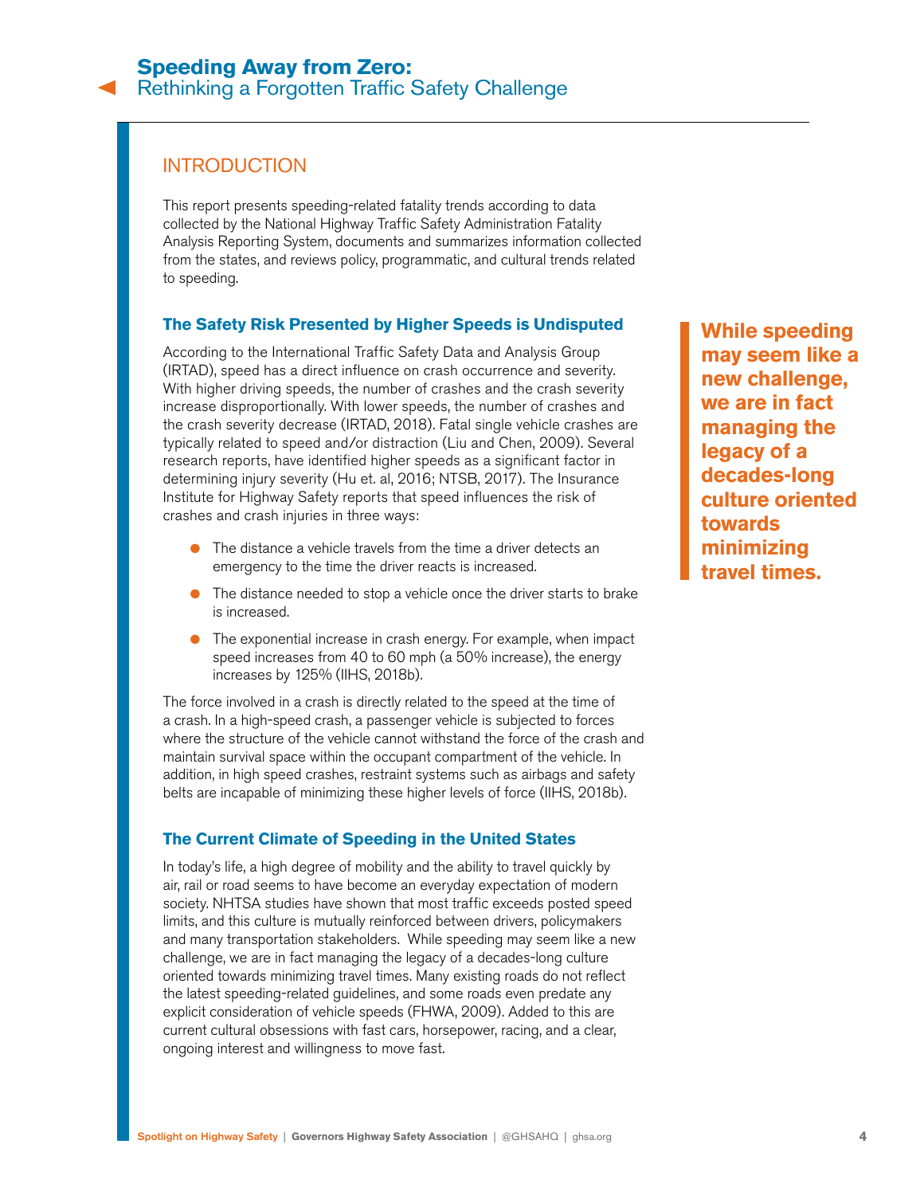## INTRODUCTION

This report presents speeding-related fatality trends according to data collected by the National Highway Traffic Safety Administration Fatality Analysis Reporting System, documents and summarizes information collected from the states, and reviews policy, programmatic, and cultural trends related to speeding.

### The Safety Risk Presented by Higher Speeds is Undisputed

According to the International Traffic Safety Data and Analysis Group (IRTAD), speed has a direct influence on crash occurrence and severity. With higher driving speeds, the number of crashes and the crash severity increase disproportionally. With lower speeds, the number of crashes and the crash severity decrease (IRTAD, 2018). Fatal single vehicle crashes are typically related to speed and/or distraction (Liu and Chen, 2009). Several research reports, have identified higher speeds as a significant factor in determining injury severity (Hu et. al, 2016; NTSB, 2017). The Insurance Institute for Highway Safety reports that speed influences the risk of crashes and crash injuries in three ways:

- The distance a vehicle travels from the time a driver detects an emergency to the time the driver reacts is increased.
- The distance needed to stop a vehicle once the driver starts to brake is increased.
- The exponential increase in crash energy. For example, when impact speed increases from 40 to 60 mph (a 50% increase), the energy increases by 125% (IIHS, 2018b).

The force involved in a crash is directly related to the speed at the time of a crash. In a high-speed crash, a passenger vehicle is subjected to forces where the structure of the vehicle cannot withstand the force of the crash and maintain survival space within the occupant compartment of the vehicle. In addition, in high speed crashes, restraint systems such as airbags and safety belts are incapable of minimizing these higher levels of force (IIHS, 2018b).

**While speeding may seem like a new challenge, we are in fact managing the legacy of a decades-long culture oriented towards minimizing travel times.**

### The Current Climate of Speeding in the United States

In today's life, a high degree of mobility and the ability to travel quickly by air, rail or road seems to have become an everyday expectation of modern society. NHTSA studies have shown that most traffic exceeds posted speed limits, and this culture is mutually reinforced between drivers, policymakers and many transportation stakeholders. While speeding may seem like a new challenge, we are in fact managing the legacy of a decades-long culture oriented towards minimizing travel times. Many existing roads do not reflect the latest speeding-related guidelines, and some roads even predate any explicit consideration of vehicle speeds (FHWA, 2009). Added to this are current cultural obsessions with fast cars, horsepower, racing, and a clear, ongoing interest and willingness to move fast.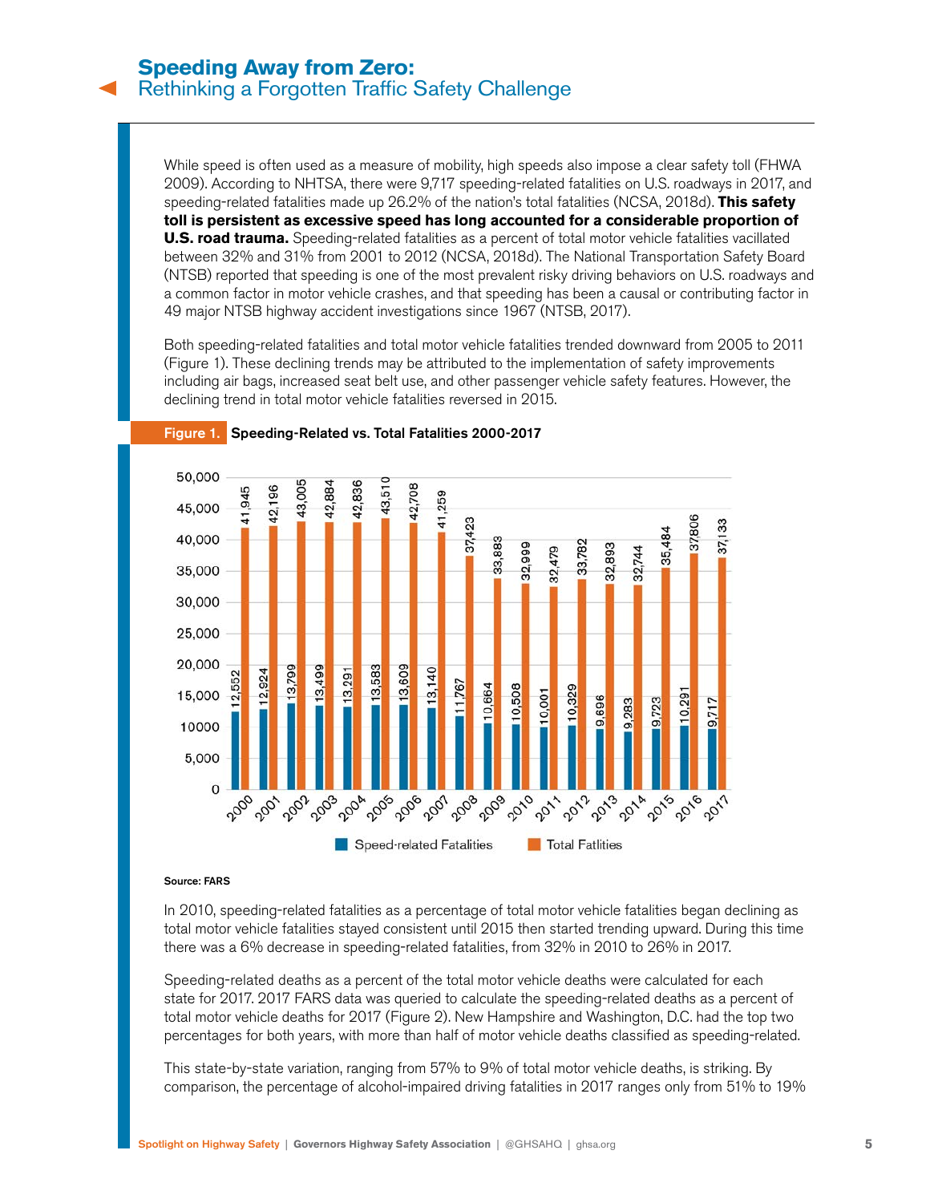While speed is often used as a measure of mobility, high speeds also impose a clear safety toll (FHWA 2009). According to NHTSA, there were 9,717 speeding-related fatalities on U.S. roadways in 2017, and speeding-related fatalities made up 26.2% of the nation's total fatalities (NCSA, 2018d). **This safety toll is persistent as excessive speed has long accounted for a considerable proportion of U.S. road trauma.** Speeding-related fatalities as a percent of total motor vehicle fatalities vacillated between 32% and 31% from 2001 to 2012 (NCSA, 2018d). The National Transportation Safety Board (NTSB) reported that speeding is one of the most prevalent risky driving behaviors on U.S. roadways and a common factor in motor vehicle crashes, and that speeding has been a causal or contributing factor in 49 major NTSB highway accident investigations since 1967 (NTSB, 2017).

Both speeding-related fatalities and total motor vehicle fatalities trended downward from 2005 to 2011 (Figure 1). These declining trends may be attributed to the implementation of safety improvements including air bags, increased seat belt use, and other passenger vehicle safety features. However, the declining trend in total motor vehicle fatalities reversed in 2015.

**Figure 1. Speeding-Related vs. Total Fatalities 2000-2017**

| Year | Speed-related Fatalities | Total Fatlities |
|---|---|---|
| 2000 | 12,552 | 41,945 |
| 2001 | 12,924 | 42,196 |
| 2002 | 13,799 | 43,005 |
| 2003 | 13,499 | 42,884 |
| 2004 | 13,291 | 42,836 |
| 2005 | 13,583 | 43,510 |
| 2006 | 13,609 | 42,708 |
| 2007 | 13,140 | 41,259 |
| 2008 | 11,767 | 37,423 |
| 2009 | 10,664 | 33,883 |
| 2010 | 10,508 | 32,999 |
| 2011 | 10,001 | 32,479 |
| 2012 | 10,329 | 33,782 |
| 2013 | 9,696 | 32,893 |
| 2014 | 9,283 | 32,744 |
| 2015 | 9,723 | 35,484 |
| 2016 | 10,291 | 37806 |
| 2017 | 9,717 | 37,133 |

Source: FARS

In 2010, speeding-related fatalities as a percentage of total motor vehicle fatalities began declining as total motor vehicle fatalities stayed consistent until 2015 then started trending upward. During this time there was a 6% decrease in speeding-related fatalities, from 32% in 2010 to 26% in 2017.

Speeding-related deaths as a percent of the total motor vehicle deaths were calculated for each state for 2017. 2017 FARS data was queried to calculate the speeding-related deaths as a percent of total motor vehicle deaths for 2017 (Figure 2). New Hampshire and Washington, D.C. had the top two percentages for both years, with more than half of motor vehicle deaths classified as speeding-related.

This state-by-state variation, ranging from 57% to 9% of total motor vehicle deaths, is striking. By comparison, the percentage of alcohol-impaired driving fatalities in 2017 ranges only from 51% to 19%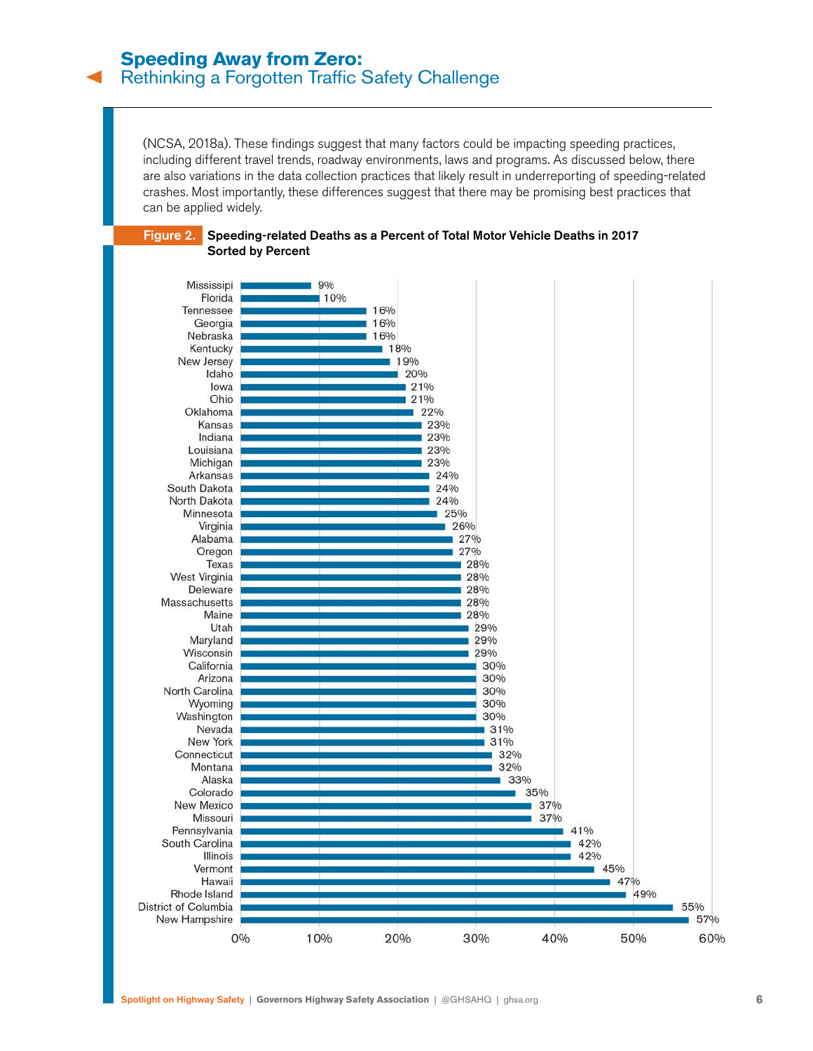(NCSA, 2018a). These findings suggest that many factors could be impacting speeding practices, including different travel trends, roadway environments, laws and programs. As discussed below, there are also variations in the data collection practices that likely result in underreporting of speeding-related crashes. Most importantly, these differences suggest that there may be promising best practices that can be applied widely.

**Figure 2. Speeding-related Deaths as a Percent of Total Motor Vehicle Deaths in 2017 Sorted by Percent**

| State | Percent |
|---|---|
| Mississipi | 9% |
| Florida | 10% |
| Tennessee | 16% |
| Georgia | 16% |
| Nebraska | 16% |
| Kentucky | 18% |
| New Jersey | 19% |
| Idaho | 20% |
| Iowa | 21% |
| Ohio | 21% |
| Oklahoma | 22% |
| Kansas | 23% |
| Indiana | 23% |
| Louisiana | 23% |
| Michigan | 23% |
| Arkansas | 24% |
| South Dakota | 24% |
| North Dakota | 24% |
| Minnesota | 25% |
| Virginia | 26% |
| Alabama | 27% |
| Oregon | 27% |
| Texas | 28% |
| West Virginia | 28% |
| Deleware | 28% |
| Massachusetts | 28% |
| Maine | 28% |
| Utah | 29% |
| Maryland | 29% |
| Wisconsin | 29% |
| California | 30% |
| Arizona | 30% |
| North Carolina | 30% |
| Wyoming | 30% |
| Washington | 30% |
| Nevada | 31% |
| New York | 31% |
| Connecticut | 32% |
| Montana | 32% |
| Alaska | 33% |
| Colorado | 35% |
| New Mexico | 37% |
| Missouri | 37% |
| Pennsylvania | 41% |
| South Carolina | 42% |
| Illinois | 42% |
| Vermont | 45% |
| Hawaii | 47% |
| Rhode Island | 49% |
| District of Columbia | 55% |
| New Hampshire | 57% |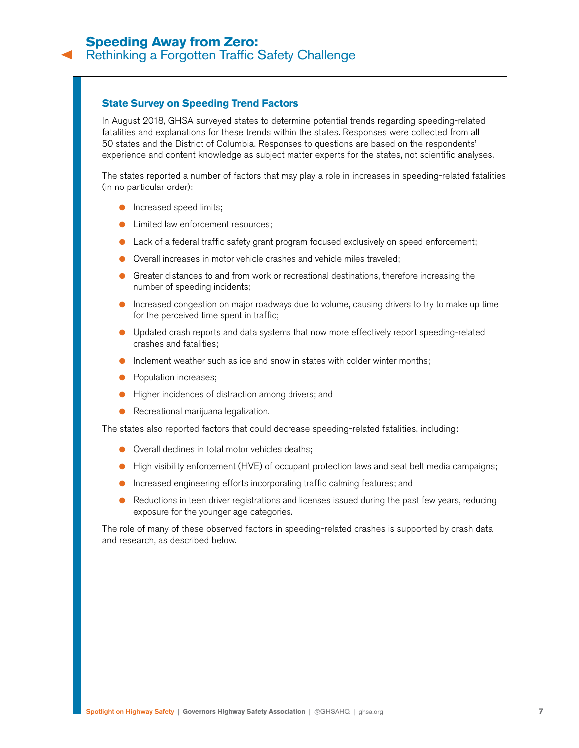## State Survey on Speeding Trend Factors

In August 2018, GHSA surveyed states to determine potential trends regarding speeding-related fatalities and explanations for these trends within the states. Responses were collected from all 50 states and the District of Columbia. Responses to questions are based on the respondents' experience and content knowledge as subject matter experts for the states, not scientific analyses.

The states reported a number of factors that may play a role in increases in speeding-related fatalities (in no particular order):

- Increased speed limits;
- Limited law enforcement resources;
- Lack of a federal traffic safety grant program focused exclusively on speed enforcement;
- Overall increases in motor vehicle crashes and vehicle miles traveled;
- Greater distances to and from work or recreational destinations, therefore increasing the number of speeding incidents;
- Increased congestion on major roadways due to volume, causing drivers to try to make up time for the perceived time spent in traffic;
- Updated crash reports and data systems that now more effectively report speeding-related crashes and fatalities;
- Inclement weather such as ice and snow in states with colder winter months;
- Population increases;
- Higher incidences of distraction among drivers; and
- Recreational marijuana legalization.

The states also reported factors that could decrease speeding-related fatalities, including:

- Overall declines in total motor vehicles deaths;
- High visibility enforcement (HVE) of occupant protection laws and seat belt media campaigns;
- Increased engineering efforts incorporating traffic calming features; and
- Reductions in teen driver registrations and licenses issued during the past few years, reducing exposure for the younger age categories.

The role of many of these observed factors in speeding-related crashes is supported by crash data and research, as described below.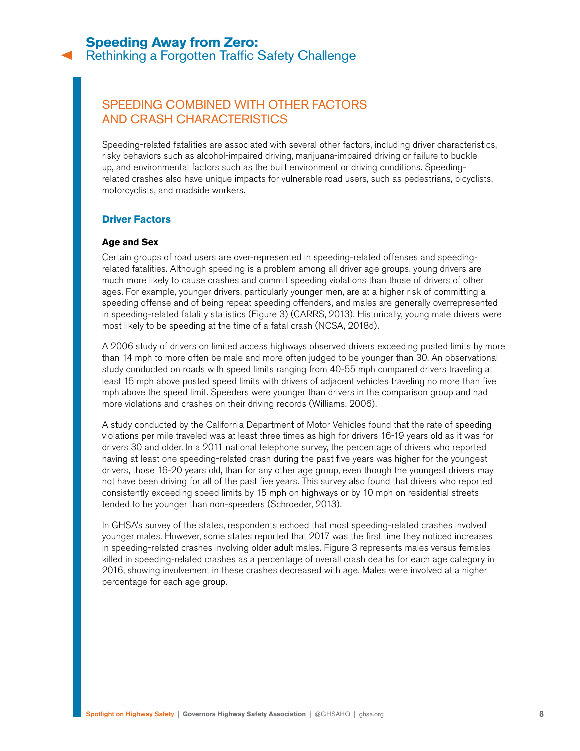## SPEEDING COMBINED WITH OTHER FACTORS AND CRASH CHARACTERISTICS

Speeding-related fatalities are associated with several other factors, including driver characteristics, risky behaviors such as alcohol-impaired driving, marijuana-impaired driving or failure to buckle up, and environmental factors such as the built environment or driving conditions. Speeding-related crashes also have unique impacts for vulnerable road users, such as pedestrians, bicyclists, motorcyclists, and roadside workers.

### Driver Factors

#### Age and Sex

Certain groups of road users are over-represented in speeding-related offenses and speeding-related fatalities. Although speeding is a problem among all driver age groups, young drivers are much more likely to cause crashes and commit speeding violations than those of drivers of other ages. For example, younger drivers, particularly younger men, are at a higher risk of committing a speeding offense and of being repeat speeding offenders, and males are generally overrepresented in speeding-related fatality statistics (Figure 3) (CARRS, 2013). Historically, young male drivers were most likely to be speeding at the time of a fatal crash (NCSA, 2018d).

A 2006 study of drivers on limited access highways observed drivers exceeding posted limits by more than 14 mph to more often be male and more often judged to be younger than 30. An observational study conducted on roads with speed limits ranging from 40-55 mph compared drivers traveling at least 15 mph above posted speed limits with drivers of adjacent vehicles traveling no more than five mph above the speed limit. Speeders were younger than drivers in the comparison group and had more violations and crashes on their driving records (Williams, 2006).

A study conducted by the California Department of Motor Vehicles found that the rate of speeding violations per mile traveled was at least three times as high for drivers 16-19 years old as it was for drivers 30 and older. In a 2011 national telephone survey, the percentage of drivers who reported having at least one speeding-related crash during the past five years was higher for the youngest drivers, those 16-20 years old, than for any other age group, even though the youngest drivers may not have been driving for all of the past five years. This survey also found that drivers who reported consistently exceeding speed limits by 15 mph on highways or by 10 mph on residential streets tended to be younger than non-speeders (Schroeder, 2013).

In GHSA's survey of the states, respondents echoed that most speeding-related crashes involved younger males. However, some states reported that 2017 was the first time they noticed increases in speeding-related crashes involving older adult males. Figure 3 represents males versus females killed in speeding-related crashes as a percentage of overall crash deaths for each age category in 2016, showing involvement in these crashes decreased with age. Males were involved at a higher percentage for each age group.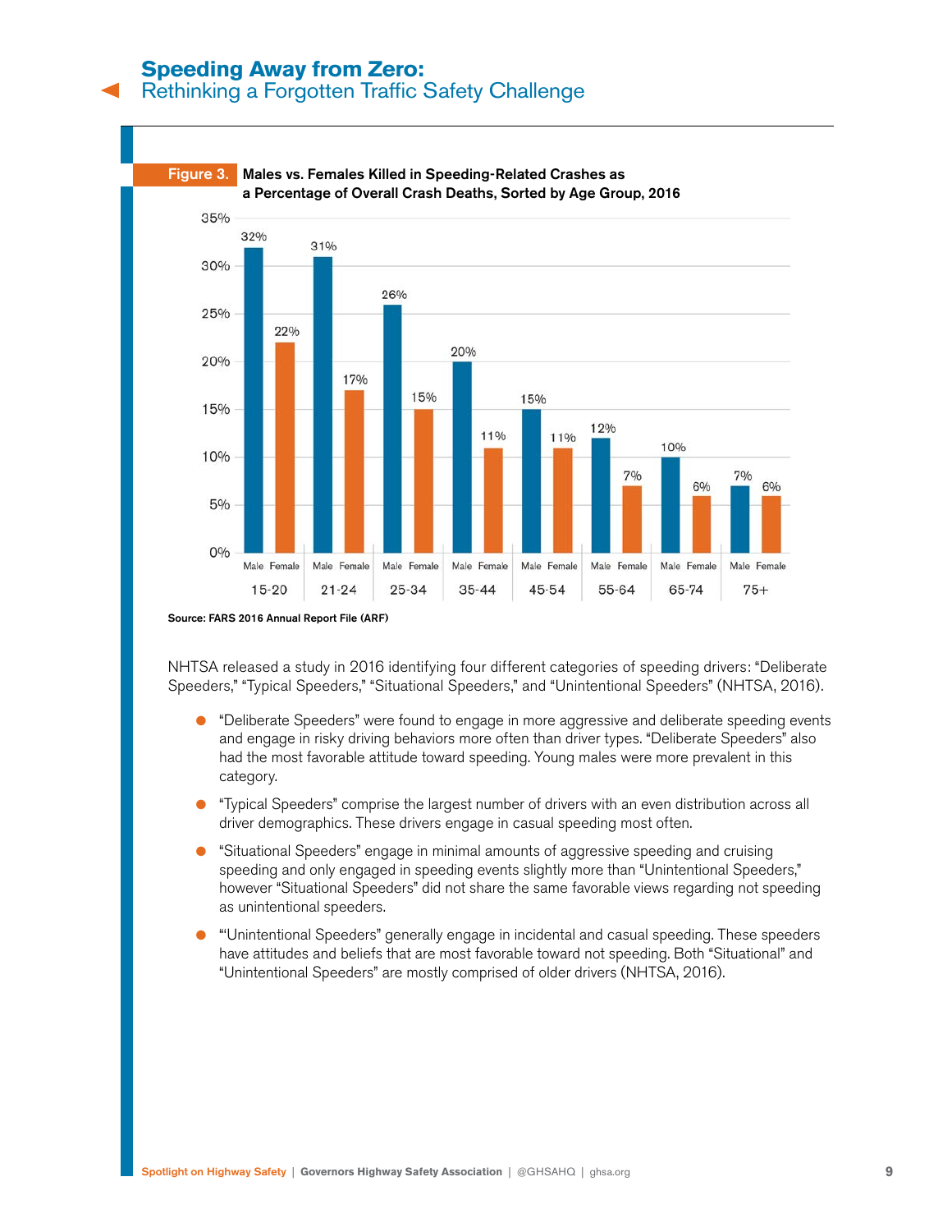**Figure 3.** Males vs. Females Killed in Speeding-Related Crashes as a Percentage of Overall Crash Deaths, Sorted by Age Group, 2016

| Age Group | Male | Female |
| --- | --- | --- |
| 15-20 | 32% | 22% |
| 21-24 | 31% | 17% |
| 25-34 | 26% | 15% |
| 35-44 | 20% | 11% |
| 45-54 | 15% | 11% |
| 55-64 | 12% | 7% |
| 65-74 | 10% | 6% |
| 75+ | 7% | 6% |

**Source: FARS 2016 Annual Report File (ARF)**

NHTSA released a study in 2016 identifying four different categories of speeding drivers: "Deliberate Speeders," "Typical Speeders," "Situational Speeders," and "Unintentional Speeders" (NHTSA, 2016).

- "Deliberate Speeders" were found to engage in more aggressive and deliberate speeding events and engage in risky driving behaviors more often than driver types. "Deliberate Speeders" also had the most favorable attitude toward speeding. Young males were more prevalent in this category.
- "Typical Speeders" comprise the largest number of drivers with an even distribution across all driver demographics. These drivers engage in casual speeding most often.
- "Situational Speeders" engage in minimal amounts of aggressive speeding and cruising speeding and only engaged in speeding events slightly more than "Unintentional Speeders," however "Situational Speeders" did not share the same favorable views regarding not speeding as unintentional speeders.
- "'Unintentional Speeders" generally engage in incidental and casual speeding. These speeders have attitudes and beliefs that are most favorable toward not speeding. Both "Situational" and "Unintentional Speeders" are mostly comprised of older drivers (NHTSA, 2016).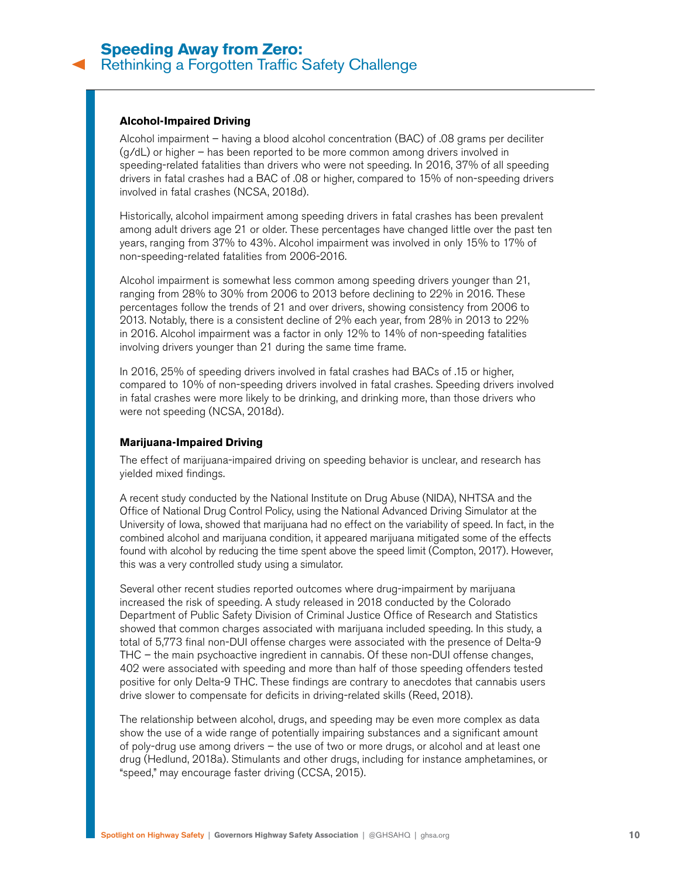### Alcohol-Impaired Driving

Alcohol impairment – having a blood alcohol concentration (BAC) of .08 grams per deciliter (g/dL) or higher – has been reported to be more common among drivers involved in speeding-related fatalities than drivers who were not speeding. In 2016, 37% of all speeding drivers in fatal crashes had a BAC of .08 or higher, compared to 15% of non-speeding drivers involved in fatal crashes (NCSA, 2018d).

Historically, alcohol impairment among speeding drivers in fatal crashes has been prevalent among adult drivers age 21 or older. These percentages have changed little over the past ten years, ranging from 37% to 43%. Alcohol impairment was involved in only 15% to 17% of non-speeding-related fatalities from 2006-2016.

Alcohol impairment is somewhat less common among speeding drivers younger than 21, ranging from 28% to 30% from 2006 to 2013 before declining to 22% in 2016. These percentages follow the trends of 21 and over drivers, showing consistency from 2006 to 2013. Notably, there is a consistent decline of 2% each year, from 28% in 2013 to 22% in 2016. Alcohol impairment was a factor in only 12% to 14% of non-speeding fatalities involving drivers younger than 21 during the same time frame.

In 2016, 25% of speeding drivers involved in fatal crashes had BACs of .15 or higher, compared to 10% of non-speeding drivers involved in fatal crashes. Speeding drivers involved in fatal crashes were more likely to be drinking, and drinking more, than those drivers who were not speeding (NCSA, 2018d).

### Marijuana-Impaired Driving

The effect of marijuana-impaired driving on speeding behavior is unclear, and research has yielded mixed findings.

A recent study conducted by the National Institute on Drug Abuse (NIDA), NHTSA and the Office of National Drug Control Policy, using the National Advanced Driving Simulator at the University of Iowa, showed that marijuana had no effect on the variability of speed. In fact, in the combined alcohol and marijuana condition, it appeared marijuana mitigated some of the effects found with alcohol by reducing the time spent above the speed limit (Compton, 2017). However, this was a very controlled study using a simulator.

Several other recent studies reported outcomes where drug-impairment by marijuana increased the risk of speeding. A study released in 2018 conducted by the Colorado Department of Public Safety Division of Criminal Justice Office of Research and Statistics showed that common charges associated with marijuana included speeding. In this study, a total of 5,773 final non-DUI offense charges were associated with the presence of Delta-9 THC – the main psychoactive ingredient in cannabis. Of these non-DUI offense changes, 402 were associated with speeding and more than half of those speeding offenders tested positive for only Delta-9 THC. These findings are contrary to anecdotes that cannabis users drive slower to compensate for deficits in driving-related skills (Reed, 2018).

The relationship between alcohol, drugs, and speeding may be even more complex as data show the use of a wide range of potentially impairing substances and a significant amount of poly-drug use among drivers – the use of two or more drugs, or alcohol and at least one drug (Hedlund, 2018a). Stimulants and other drugs, including for instance amphetamines, or "speed," may encourage faster driving (CCSA, 2015).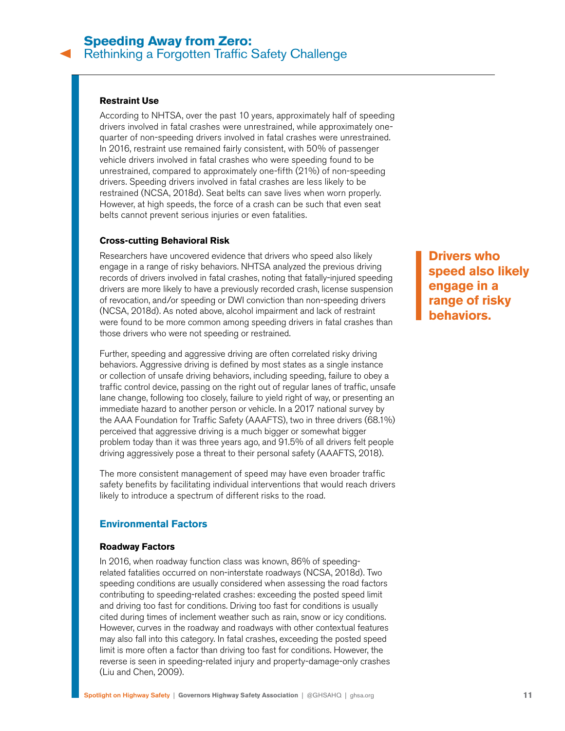### Restraint Use

According to NHTSA, over the past 10 years, approximately half of speeding drivers involved in fatal crashes were unrestrained, while approximately one-quarter of non-speeding drivers involved in fatal crashes were unrestrained. In 2016, restraint use remained fairly consistent, with 50% of passenger vehicle drivers involved in fatal crashes who were speeding found to be unrestrained, compared to approximately one-fifth (21%) of non-speeding drivers. Speeding drivers involved in fatal crashes are less likely to be restrained (NCSA, 2018d). Seat belts can save lives when worn properly. However, at high speeds, the force of a crash can be such that even seat belts cannot prevent serious injuries or even fatalities.

### Cross-cutting Behavioral Risk

Researchers have uncovered evidence that drivers who speed also likely engage in a range of risky behaviors. NHTSA analyzed the previous driving records of drivers involved in fatal crashes, noting that fatally-injured speeding drivers are more likely to have a previously recorded crash, license suspension of revocation, and/or speeding or DWI conviction than non-speeding drivers (NCSA, 2018d). As noted above, alcohol impairment and lack of restraint were found to be more common among speeding drivers in fatal crashes than those drivers who were not speeding or restrained.

**Drivers who speed also likely engage in a range of risky behaviors.**

Further, speeding and aggressive driving are often correlated risky driving behaviors. Aggressive driving is defined by most states as a single instance or collection of unsafe driving behaviors, including speeding, failure to obey a traffic control device, passing on the right out of regular lanes of traffic, unsafe lane change, following too closely, failure to yield right of way, or presenting an immediate hazard to another person or vehicle. In a 2017 national survey by the AAA Foundation for Traffic Safety (AAAFTS), two in three drivers (68.1%) perceived that aggressive driving is a much bigger or somewhat bigger problem today than it was three years ago, and 91.5% of all drivers felt people driving aggressively pose a threat to their personal safety (AAAFTS, 2018).

The more consistent management of speed may have even broader traffic safety benefits by facilitating individual interventions that would reach drivers likely to introduce a spectrum of different risks to the road.

## Environmental Factors

### Roadway Factors

In 2016, when roadway function class was known, 86% of speeding-related fatalities occurred on non-interstate roadways (NCSA, 2018d). Two speeding conditions are usually considered when assessing the road factors contributing to speeding-related crashes: exceeding the posted speed limit and driving too fast for conditions. Driving too fast for conditions is usually cited during times of inclement weather such as rain, snow or icy conditions. However, curves in the roadway and roadways with other contextual features may also fall into this category. In fatal crashes, exceeding the posted speed limit is more often a factor than driving too fast for conditions. However, the reverse is seen in speeding-related injury and property-damage-only crashes (Liu and Chen, 2009).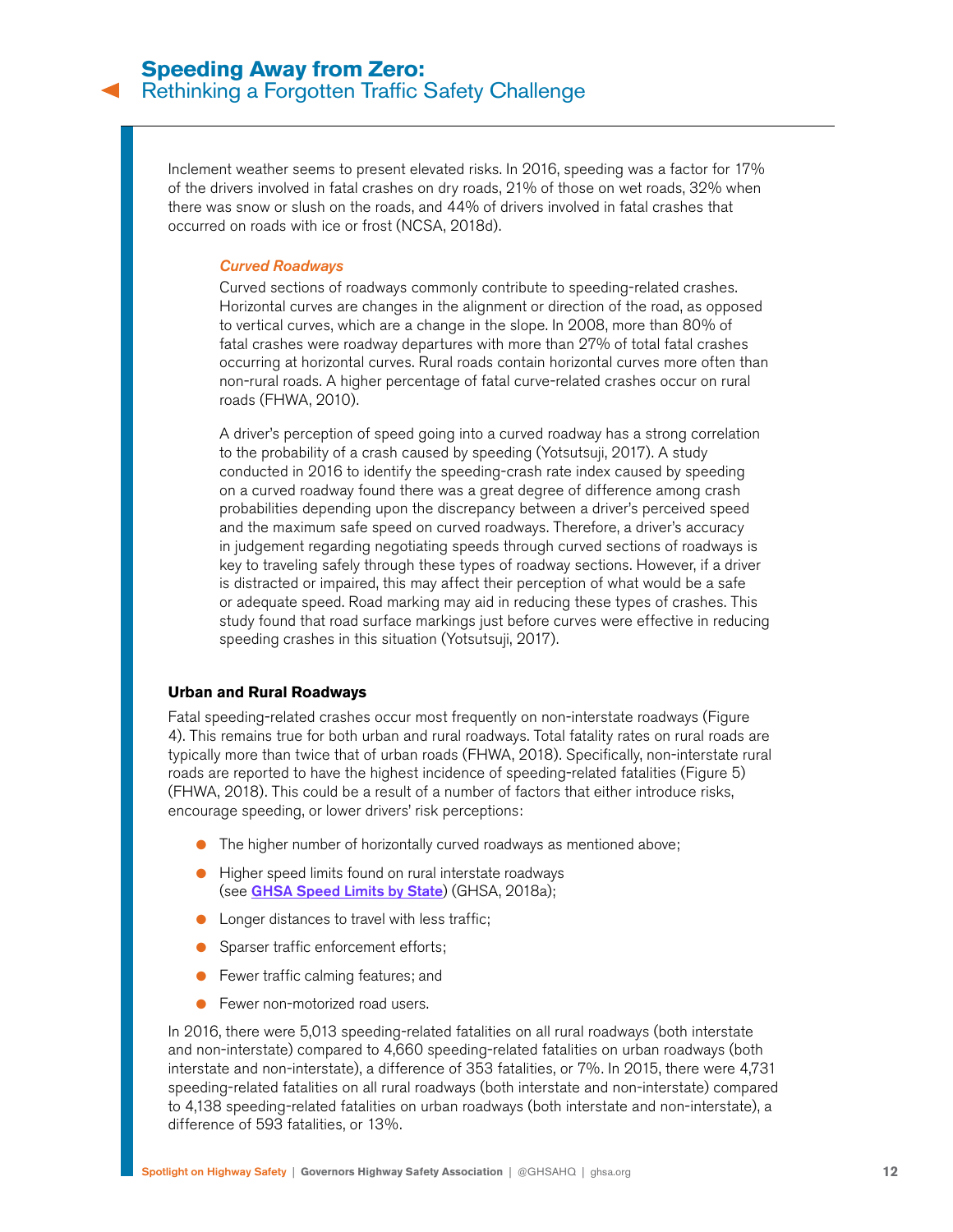Inclement weather seems to present elevated risks. In 2016, speeding was a factor for 17% of the drivers involved in fatal crashes on dry roads, 21% of those on wet roads, 32% when there was snow or slush on the roads, and 44% of drivers involved in fatal crashes that occurred on roads with ice or frost (NCSA, 2018d).

#### *Curved Roadways*

Curved sections of roadways commonly contribute to speeding-related crashes. Horizontal curves are changes in the alignment or direction of the road, as opposed to vertical curves, which are a change in the slope. In 2008, more than 80% of fatal crashes were roadway departures with more than 27% of total fatal crashes occurring at horizontal curves. Rural roads contain horizontal curves more often than non-rural roads. A higher percentage of fatal curve-related crashes occur on rural roads (FHWA, 2010).

A driver's perception of speed going into a curved roadway has a strong correlation to the probability of a crash caused by speeding (Yotsutsuji, 2017). A study conducted in 2016 to identify the speeding-crash rate index caused by speeding on a curved roadway found there was a great degree of difference among crash probabilities depending upon the discrepancy between a driver's perceived speed and the maximum safe speed on curved roadways. Therefore, a driver's accuracy in judgement regarding negotiating speeds through curved sections of roadways is key to traveling safely through these types of roadway sections. However, if a driver is distracted or impaired, this may affect their perception of what would be a safe or adequate speed. Road marking may aid in reducing these types of crashes. This study found that road surface markings just before curves were effective in reducing speeding crashes in this situation (Yotsutsuji, 2017).

### Urban and Rural Roadways

Fatal speeding-related crashes occur most frequently on non-interstate roadways (Figure 4). This remains true for both urban and rural roadways. Total fatality rates on rural roads are typically more than twice that of urban roads (FHWA, 2018). Specifically, non-interstate rural roads are reported to have the highest incidence of speeding-related fatalities (Figure 5) (FHWA, 2018). This could be a result of a number of factors that either introduce risks, encourage speeding, or lower drivers' risk perceptions:

- The higher number of horizontally curved roadways as mentioned above;
- Higher speed limits found on rural interstate roadways (see **GHSA Speed Limits by State**) (GHSA, 2018a);
- Longer distances to travel with less traffic;
- Sparser traffic enforcement efforts;
- Fewer traffic calming features; and
- Fewer non-motorized road users.

In 2016, there were 5,013 speeding-related fatalities on all rural roadways (both interstate and non-interstate) compared to 4,660 speeding-related fatalities on urban roadways (both interstate and non-interstate), a difference of 353 fatalities, or 7%. In 2015, there were 4,731 speeding-related fatalities on all rural roadways (both interstate and non-interstate) compared to 4,138 speeding-related fatalities on urban roadways (both interstate and non-interstate), a difference of 593 fatalities, or 13%.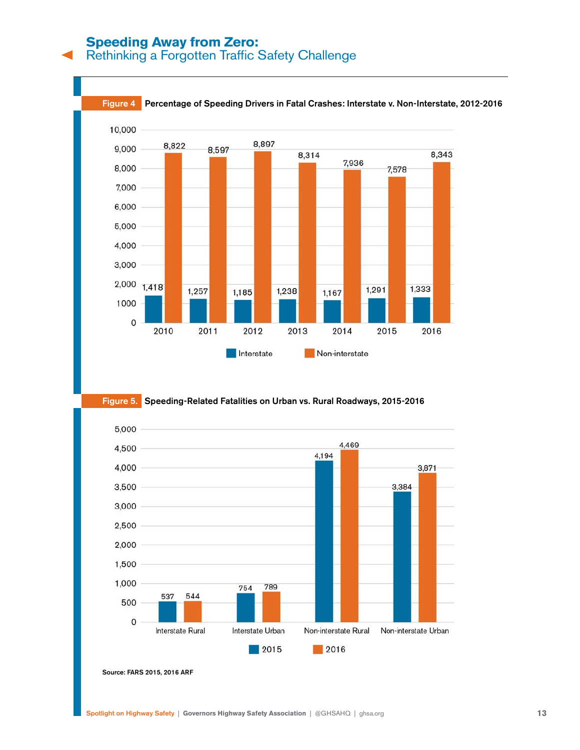**Figure 4** Percentage of Speeding Drivers in Fatal Crashes: Interstate v. Non-Interstate, 2012-2016

| Year | Interstate | Non-interstate |
|---|---|---|
| 2010 | 1,418 | 8,822 |
| 2011 | 1,257 | 8,597 |
| 2012 | 1,185 | 8,897 |
| 2013 | 1,238 | 8,314 |
| 2014 | 1,167 | 7,936 |
| 2015 | 1,291 | 7,578 |
| 2016 | 1,333 | 8,343 |

**Figure 5.** Speeding-Related Fatalities on Urban vs. Rural Roadways, 2015-2016

| | 2015 | 2016 |
|---|---|---|
| Interstate Rural | 537 | 544 |
| Interstate Urban | 754 | 789 |
| Non-interstate Rural | 4,194 | 4,469 |
| Non-interstate Urban | 3,384 | 3,871 |

Source: FARS 2015, 2016 ARF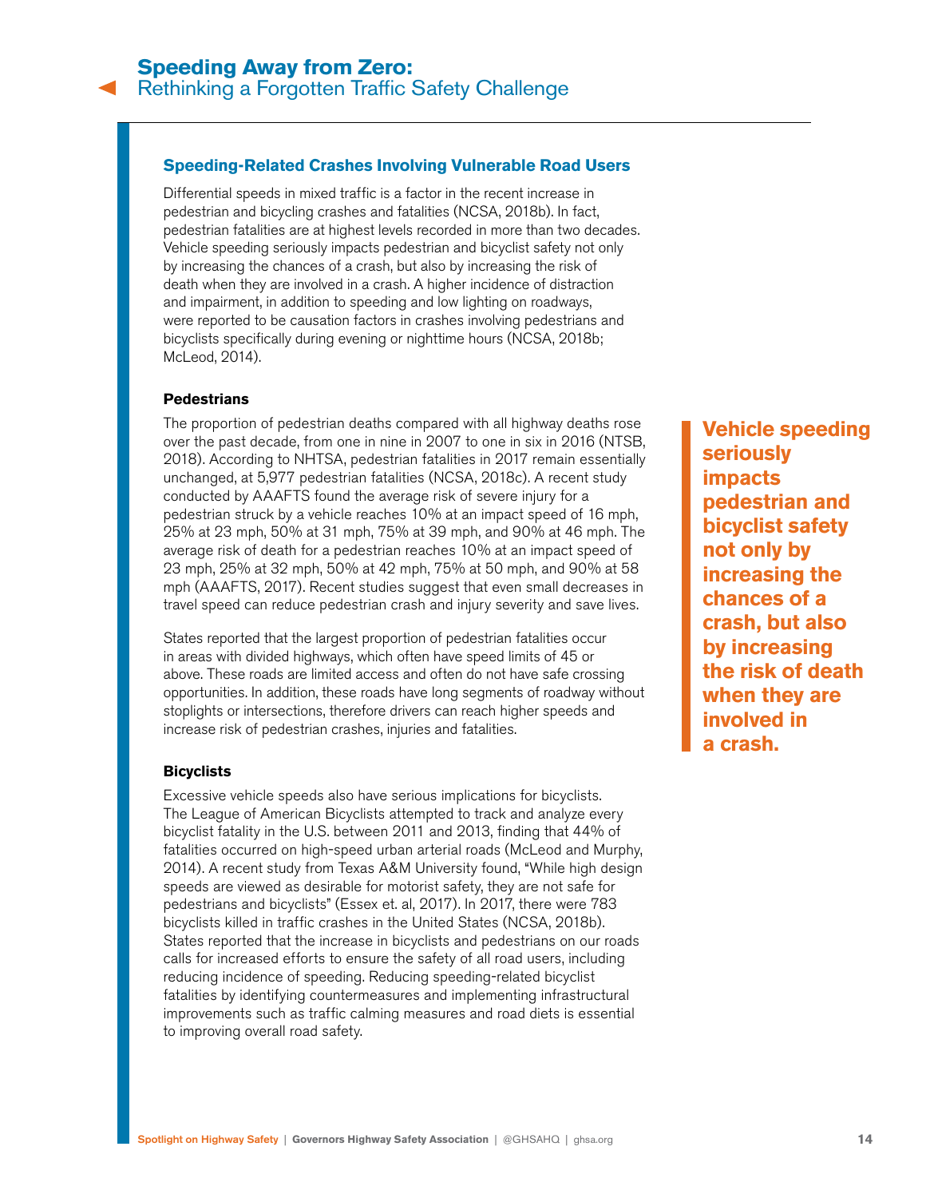## Speeding-Related Crashes Involving Vulnerable Road Users

Differential speeds in mixed traffic is a factor in the recent increase in pedestrian and bicycling crashes and fatalities (NCSA, 2018b). In fact, pedestrian fatalities are at highest levels recorded in more than two decades. Vehicle speeding seriously impacts pedestrian and bicyclist safety not only by increasing the chances of a crash, but also by increasing the risk of death when they are involved in a crash. A higher incidence of distraction and impairment, in addition to speeding and low lighting on roadways, were reported to be causation factors in crashes involving pedestrians and bicyclists specifically during evening or nighttime hours (NCSA, 2018b; McLeod, 2014).

### Pedestrians

The proportion of pedestrian deaths compared with all highway deaths rose over the past decade, from one in nine in 2007 to one in six in 2016 (NTSB, 2018). According to NHTSA, pedestrian fatalities in 2017 remain essentially unchanged, at 5,977 pedestrian fatalities (NCSA, 2018c). A recent study conducted by AAAFTS found the average risk of severe injury for a pedestrian struck by a vehicle reaches 10% at an impact speed of 16 mph, 25% at 23 mph, 50% at 31 mph, 75% at 39 mph, and 90% at 46 mph. The average risk of death for a pedestrian reaches 10% at an impact speed of 23 mph, 25% at 32 mph, 50% at 42 mph, 75% at 50 mph, and 90% at 58 mph (AAAFTS, 2017). Recent studies suggest that even small decreases in travel speed can reduce pedestrian crash and injury severity and save lives.

**Vehicle speeding seriously impacts pedestrian and bicyclist safety not only by increasing the chances of a crash, but also by increasing the risk of death when they are involved in a crash.**

States reported that the largest proportion of pedestrian fatalities occur in areas with divided highways, which often have speed limits of 45 or above. These roads are limited access and often do not have safe crossing opportunities. In addition, these roads have long segments of roadway without stoplights or intersections, therefore drivers can reach higher speeds and increase risk of pedestrian crashes, injuries and fatalities.

### Bicyclists

Excessive vehicle speeds also have serious implications for bicyclists. The League of American Bicyclists attempted to track and analyze every bicyclist fatality in the U.S. between 2011 and 2013, finding that 44% of fatalities occurred on high-speed urban arterial roads (McLeod and Murphy, 2014). A recent study from Texas A&M University found, "While high design speeds are viewed as desirable for motorist safety, they are not safe for pedestrians and bicyclists" (Essex et. al, 2017). In 2017, there were 783 bicyclists killed in traffic crashes in the United States (NCSA, 2018b). States reported that the increase in bicyclists and pedestrians on our roads calls for increased efforts to ensure the safety of all road users, including reducing incidence of speeding. Reducing speeding-related bicyclist fatalities by identifying countermeasures and implementing infrastructural improvements such as traffic calming measures and road diets is essential to improving overall road safety.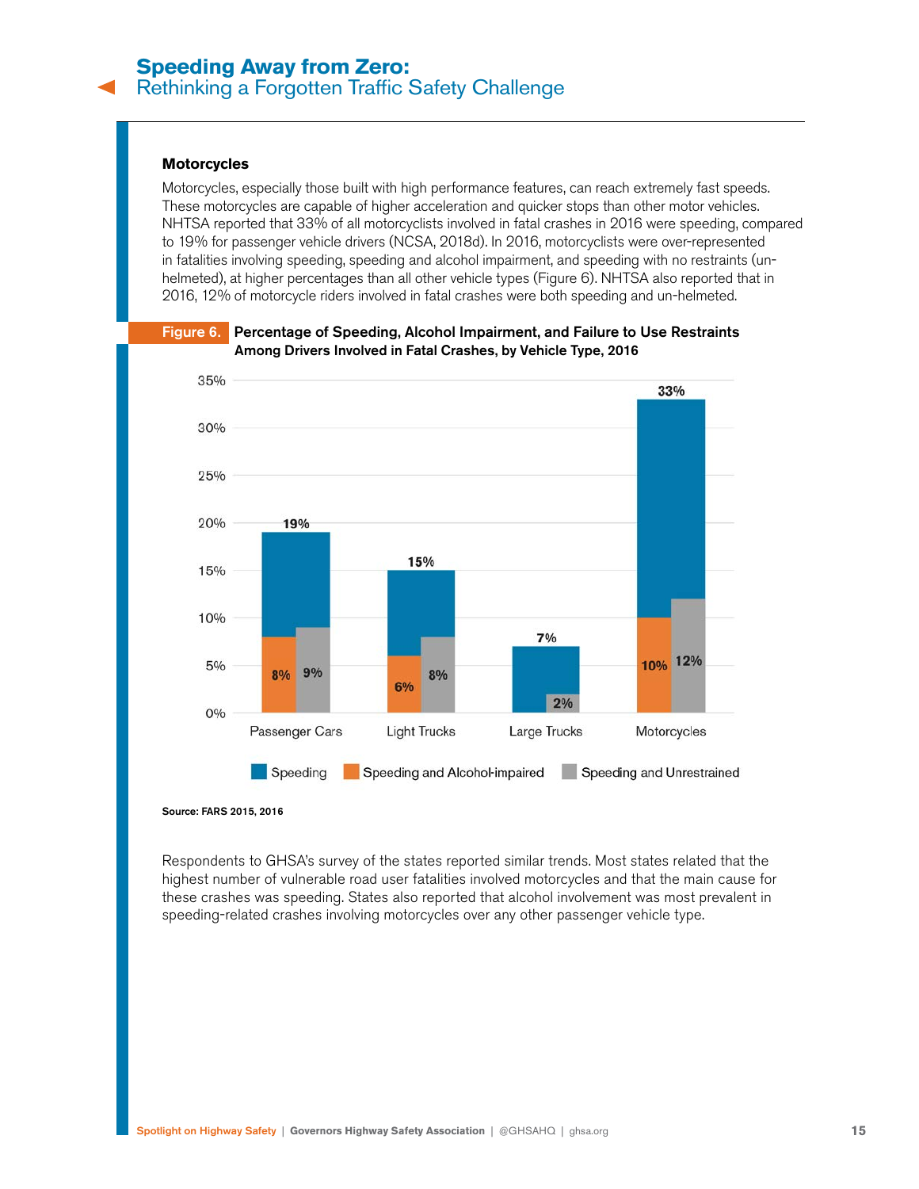### Motorcycles

Motorcycles, especially those built with high performance features, can reach extremely fast speeds. These motorcycles are capable of higher acceleration and quicker stops than other motor vehicles. NHTSA reported that 33% of all motorcyclists involved in fatal crashes in 2016 were speeding, compared to 19% for passenger vehicle drivers (NCSA, 2018d). In 2016, motorcyclists were over-represented in fatalities involving speeding, speeding and alcohol impairment, and speeding with no restraints (un-helmeted), at higher percentages than all other vehicle types (Figure 6). NHTSA also reported that in 2016, 12% of motorcycle riders involved in fatal crashes were both speeding and un-helmeted.

**Figure 6. Percentage of Speeding, Alcohol Impairment, and Failure to Use Restraints Among Drivers Involved in Fatal Crashes, by Vehicle Type, 2016**

| Vehicle Type | Speeding | Speeding and Alcohol-impaired | Speeding and Unrestrained |
|---|---|---|---|
| Passenger Cars | 19% | 8% | 9% |
| Light Trucks | 15% | 6% | 8% |
| Large Trucks | 7% | | 2% |
| Motorcycles | 33% | 10% | 12% |

Source: FARS 2015, 2016

Respondents to GHSA's survey of the states reported similar trends. Most states related that the highest number of vulnerable road user fatalities involved motorcycles and that the main cause for these crashes was speeding. States also reported that alcohol involvement was most prevalent in speeding-related crashes involving motorcycles over any other passenger vehicle type.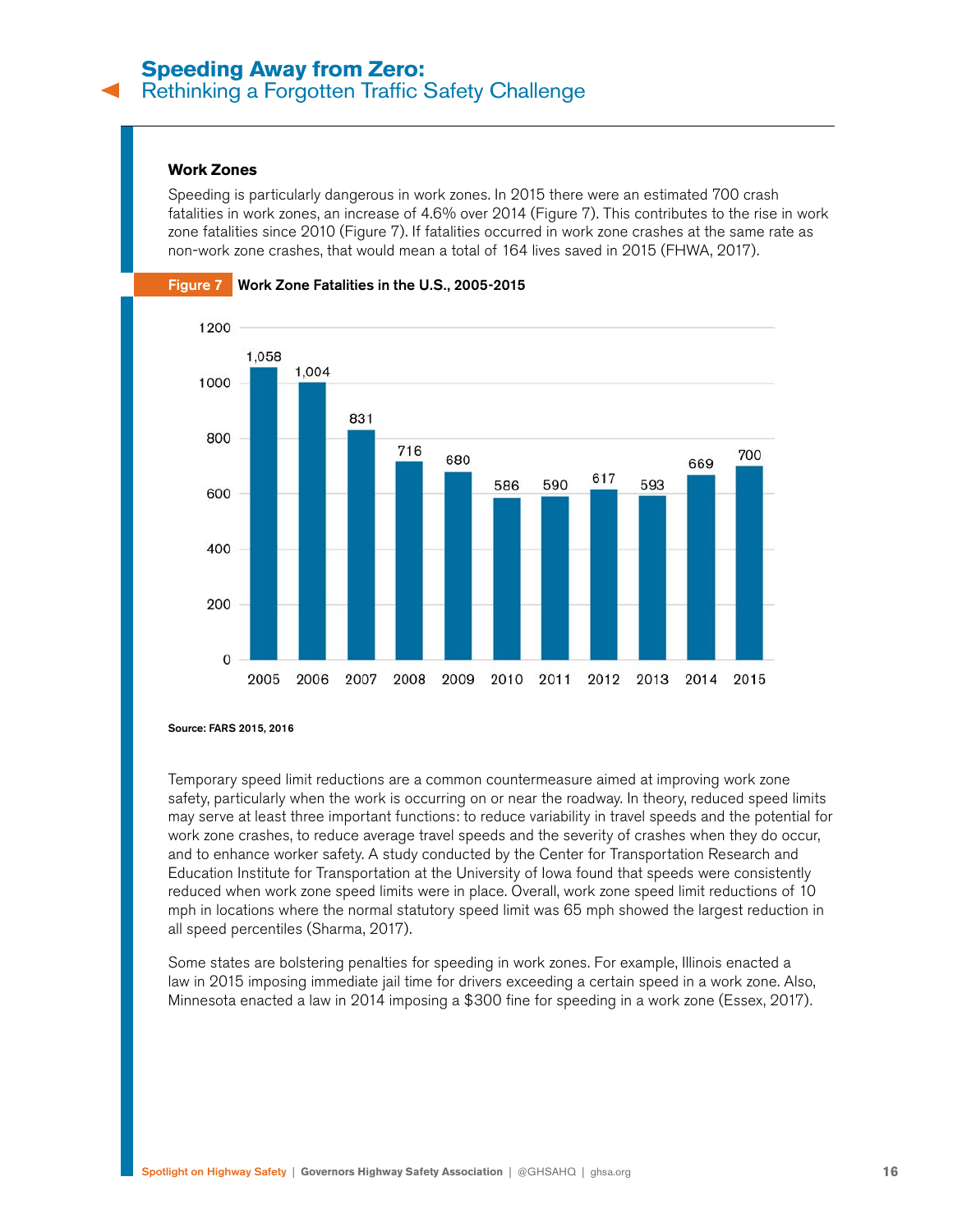### Work Zones

Speeding is particularly dangerous in work zones. In 2015 there were an estimated 700 crash fatalities in work zones, an increase of 4.6% over 2014 (Figure 7). This contributes to the rise in work zone fatalities since 2010 (Figure 7). If fatalities occurred in work zone crashes at the same rate as non-work zone crashes, that would mean a total of 164 lives saved in 2015 (FHWA, 2017).

**Figure 7** **Work Zone Fatalities in the U.S., 2005-2015**

| Year | Fatalities |
| --- | --- |
| 2005 | 1,058 |
| 2006 | 1,004 |
| 2007 | 831 |
| 2008 | 716 |
| 2009 | 680 |
| 2010 | 586 |
| 2011 | 590 |
| 2012 | 617 |
| 2013 | 593 |
| 2014 | 669 |
| 2015 | 700 |

**Source: FARS 2015, 2016**

Temporary speed limit reductions are a common countermeasure aimed at improving work zone safety, particularly when the work is occurring on or near the roadway. In theory, reduced speed limits may serve at least three important functions: to reduce variability in travel speeds and the potential for work zone crashes, to reduce average travel speeds and the severity of crashes when they do occur, and to enhance worker safety. A study conducted by the Center for Transportation Research and Education Institute for Transportation at the University of Iowa found that speeds were consistently reduced when work zone speed limits were in place. Overall, work zone speed limit reductions of 10 mph in locations where the normal statutory speed limit was 65 mph showed the largest reduction in all speed percentiles (Sharma, 2017).

Some states are bolstering penalties for speeding in work zones. For example, Illinois enacted a law in 2015 imposing immediate jail time for drivers exceeding a certain speed in a work zone. Also, Minnesota enacted a law in 2014 imposing a $300 fine for speeding in a work zone (Essex, 2017).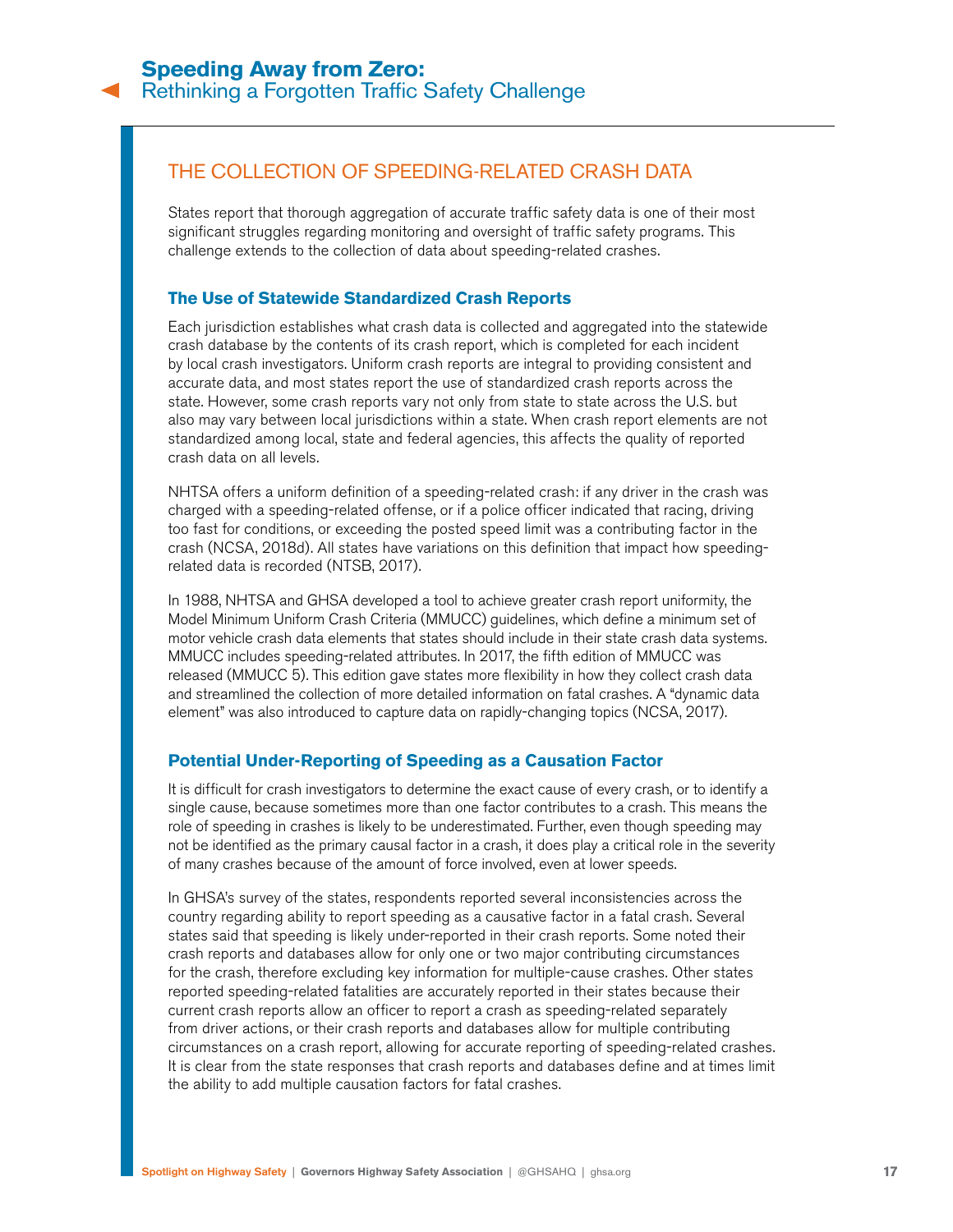## THE COLLECTION OF SPEEDING-RELATED CRASH DATA

States report that thorough aggregation of accurate traffic safety data is one of their most significant struggles regarding monitoring and oversight of traffic safety programs. This challenge extends to the collection of data about speeding-related crashes.

### The Use of Statewide Standardized Crash Reports

Each jurisdiction establishes what crash data is collected and aggregated into the statewide crash database by the contents of its crash report, which is completed for each incident by local crash investigators. Uniform crash reports are integral to providing consistent and accurate data, and most states report the use of standardized crash reports across the state. However, some crash reports vary not only from state to state across the U.S. but also may vary between local jurisdictions within a state. When crash report elements are not standardized among local, state and federal agencies, this affects the quality of reported crash data on all levels.

NHTSA offers a uniform definition of a speeding-related crash: if any driver in the crash was charged with a speeding-related offense, or if a police officer indicated that racing, driving too fast for conditions, or exceeding the posted speed limit was a contributing factor in the crash (NCSA, 2018d). All states have variations on this definition that impact how speeding-related data is recorded (NTSB, 2017).

In 1988, NHTSA and GHSA developed a tool to achieve greater crash report uniformity, the Model Minimum Uniform Crash Criteria (MMUCC) guidelines, which define a minimum set of motor vehicle crash data elements that states should include in their state crash data systems. MMUCC includes speeding-related attributes. In 2017, the fifth edition of MMUCC was released (MMUCC 5). This edition gave states more flexibility in how they collect crash data and streamlined the collection of more detailed information on fatal crashes. A "dynamic data element" was also introduced to capture data on rapidly-changing topics (NCSA, 2017).

### Potential Under-Reporting of Speeding as a Causation Factor

It is difficult for crash investigators to determine the exact cause of every crash, or to identify a single cause, because sometimes more than one factor contributes to a crash. This means the role of speeding in crashes is likely to be underestimated. Further, even though speeding may not be identified as the primary causal factor in a crash, it does play a critical role in the severity of many crashes because of the amount of force involved, even at lower speeds.

In GHSA's survey of the states, respondents reported several inconsistencies across the country regarding ability to report speeding as a causative factor in a fatal crash. Several states said that speeding is likely under-reported in their crash reports. Some noted their crash reports and databases allow for only one or two major contributing circumstances for the crash, therefore excluding key information for multiple-cause crashes. Other states reported speeding-related fatalities are accurately reported in their states because their current crash reports allow an officer to report a crash as speeding-related separately from driver actions, or their crash reports and databases allow for multiple contributing circumstances on a crash report, allowing for accurate reporting of speeding-related crashes. It is clear from the state responses that crash reports and databases define and at times limit the ability to add multiple causation factors for fatal crashes.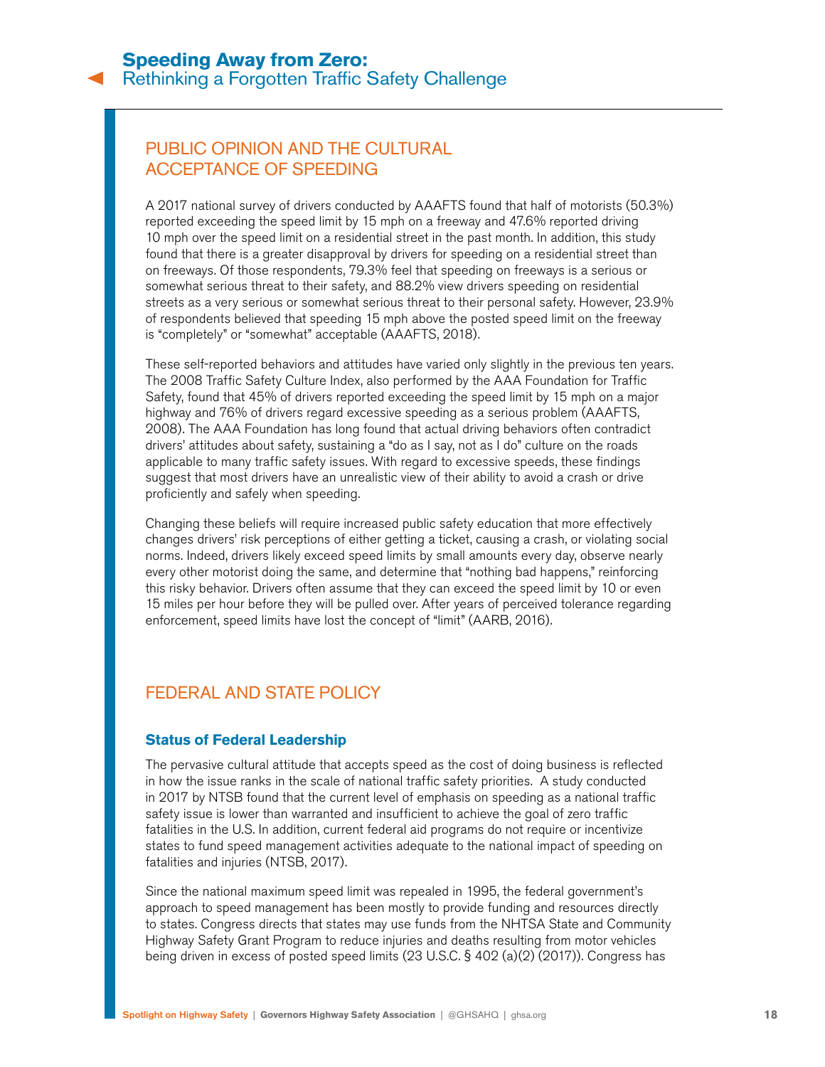## PUBLIC OPINION AND THE CULTURAL ACCEPTANCE OF SPEEDING

A 2017 national survey of drivers conducted by AAAFTS found that half of motorists (50.3%) reported exceeding the speed limit by 15 mph on a freeway and 47.6% reported driving 10 mph over the speed limit on a residential street in the past month. In addition, this study found that there is a greater disapproval by drivers for speeding on a residential street than on freeways. Of those respondents, 79.3% feel that speeding on freeways is a serious or somewhat serious threat to their safety, and 88.2% view drivers speeding on residential streets as a very serious or somewhat serious threat to their personal safety. However, 23.9% of respondents believed that speeding 15 mph above the posted speed limit on the freeway is "completely" or "somewhat" acceptable (AAAFTS, 2018).

These self-reported behaviors and attitudes have varied only slightly in the previous ten years. The 2008 Traffic Safety Culture Index, also performed by the AAA Foundation for Traffic Safety, found that 45% of drivers reported exceeding the speed limit by 15 mph on a major highway and 76% of drivers regard excessive speeding as a serious problem (AAAFTS, 2008). The AAA Foundation has long found that actual driving behaviors often contradict drivers' attitudes about safety, sustaining a "do as I say, not as I do" culture on the roads applicable to many traffic safety issues. With regard to excessive speeds, these findings suggest that most drivers have an unrealistic view of their ability to avoid a crash or drive proficiently and safely when speeding.

Changing these beliefs will require increased public safety education that more effectively changes drivers' risk perceptions of either getting a ticket, causing a crash, or violating social norms. Indeed, drivers likely exceed speed limits by small amounts every day, observe nearly every other motorist doing the same, and determine that "nothing bad happens," reinforcing this risky behavior. Drivers often assume that they can exceed the speed limit by 10 or even 15 miles per hour before they will be pulled over. After years of perceived tolerance regarding enforcement, speed limits have lost the concept of "limit" (AARB, 2016).

## FEDERAL AND STATE POLICY

### Status of Federal Leadership

The pervasive cultural attitude that accepts speed as the cost of doing business is reflected in how the issue ranks in the scale of national traffic safety priorities. A study conducted in 2017 by NTSB found that the current level of emphasis on speeding as a national traffic safety issue is lower than warranted and insufficient to achieve the goal of zero traffic fatalities in the U.S. In addition, current federal aid programs do not require or incentivize states to fund speed management activities adequate to the national impact of speeding on fatalities and injuries (NTSB, 2017).

Since the national maximum speed limit was repealed in 1995, the federal government's approach to speed management has been mostly to provide funding and resources directly to states. Congress directs that states may use funds from the NHTSA State and Community Highway Safety Grant Program to reduce injuries and deaths resulting from motor vehicles being driven in excess of posted speed limits (23 U.S.C. § 402 (a)(2) (2017)). Congress has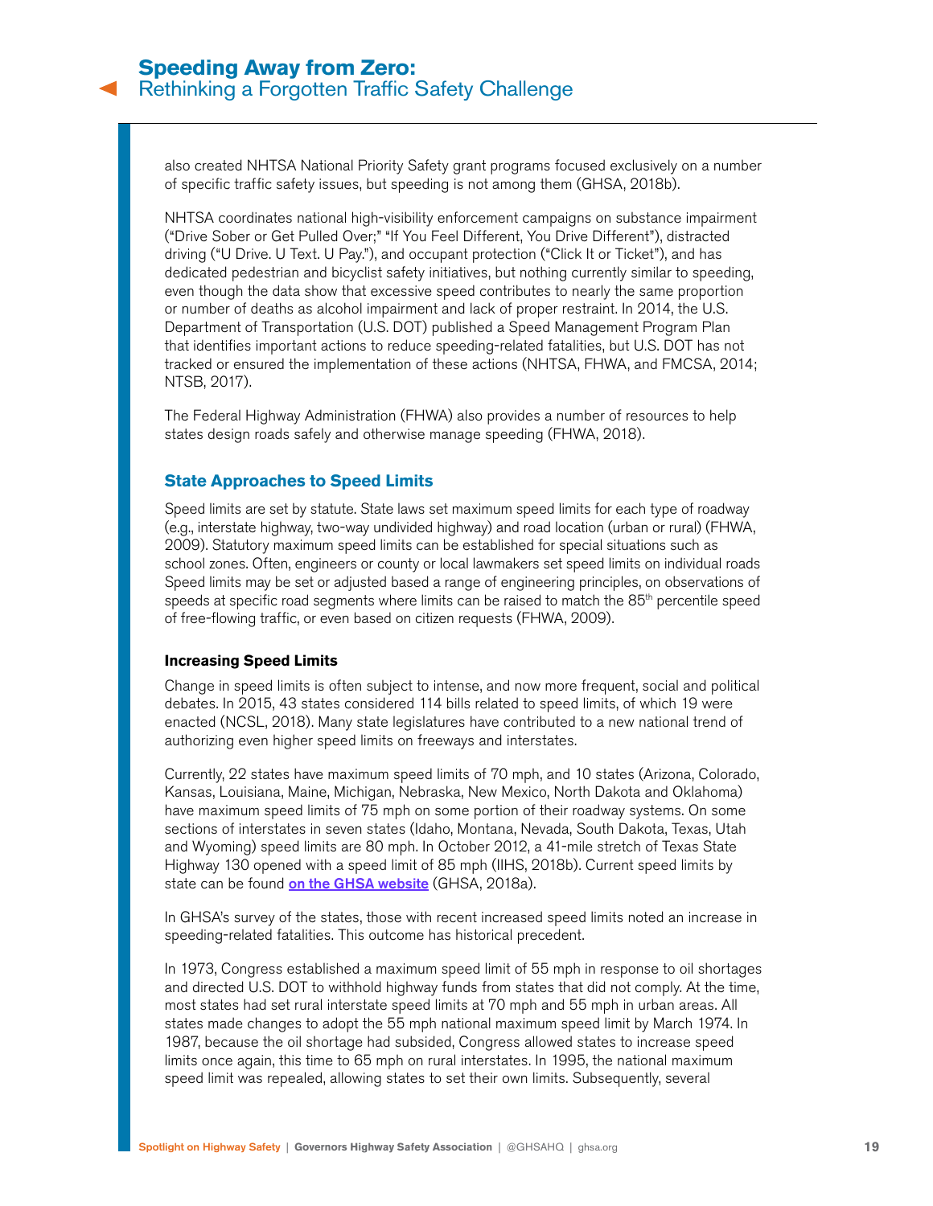also created NHTSA National Priority Safety grant programs focused exclusively on a number of specific traffic safety issues, but speeding is not among them (GHSA, 2018b).

NHTSA coordinates national high-visibility enforcement campaigns on substance impairment ("Drive Sober or Get Pulled Over;" "If You Feel Different, You Drive Different"), distracted driving ("U Drive. U Text. U Pay."), and occupant protection ("Click It or Ticket"), and has dedicated pedestrian and bicyclist safety initiatives, but nothing currently similar to speeding, even though the data show that excessive speed contributes to nearly the same proportion or number of deaths as alcohol impairment and lack of proper restraint. In 2014, the U.S. Department of Transportation (U.S. DOT) published a Speed Management Program Plan that identifies important actions to reduce speeding-related fatalities, but U.S. DOT has not tracked or ensured the implementation of these actions (NHTSA, FHWA, and FMCSA, 2014; NTSB, 2017).

The Federal Highway Administration (FHWA) also provides a number of resources to help states design roads safely and otherwise manage speeding (FHWA, 2018).

## State Approaches to Speed Limits

Speed limits are set by statute. State laws set maximum speed limits for each type of roadway (e.g., interstate highway, two-way undivided highway) and road location (urban or rural) (FHWA, 2009). Statutory maximum speed limits can be established for special situations such as school zones. Often, engineers or county or local lawmakers set speed limits on individual roads Speed limits may be set or adjusted based a range of engineering principles, on observations of speeds at specific road segments where limits can be raised to match the 85th percentile speed of free-flowing traffic, or even based on citizen requests (FHWA, 2009).

### Increasing Speed Limits

Change in speed limits is often subject to intense, and now more frequent, social and political debates. In 2015, 43 states considered 114 bills related to speed limits, of which 19 were enacted (NCSL, 2018). Many state legislatures have contributed to a new national trend of authorizing even higher speed limits on freeways and interstates.

Currently, 22 states have maximum speed limits of 70 mph, and 10 states (Arizona, Colorado, Kansas, Louisiana, Maine, Michigan, Nebraska, New Mexico, North Dakota and Oklahoma) have maximum speed limits of 75 mph on some portion of their roadway systems. On some sections of interstates in seven states (Idaho, Montana, Nevada, South Dakota, Texas, Utah and Wyoming) speed limits are 80 mph. In October 2012, a 41-mile stretch of Texas State Highway 130 opened with a speed limit of 85 mph (IIHS, 2018b). Current speed limits by state can be found [on the GHSA website](#) (GHSA, 2018a).

In GHSA's survey of the states, those with recent increased speed limits noted an increase in speeding-related fatalities. This outcome has historical precedent.

In 1973, Congress established a maximum speed limit of 55 mph in response to oil shortages and directed U.S. DOT to withhold highway funds from states that did not comply. At the time, most states had set rural interstate speed limits at 70 mph and 55 mph in urban areas. All states made changes to adopt the 55 mph national maximum speed limit by March 1974. In 1987, because the oil shortage had subsided, Congress allowed states to increase speed limits once again, this time to 65 mph on rural interstates. In 1995, the national maximum speed limit was repealed, allowing states to set their own limits. Subsequently, several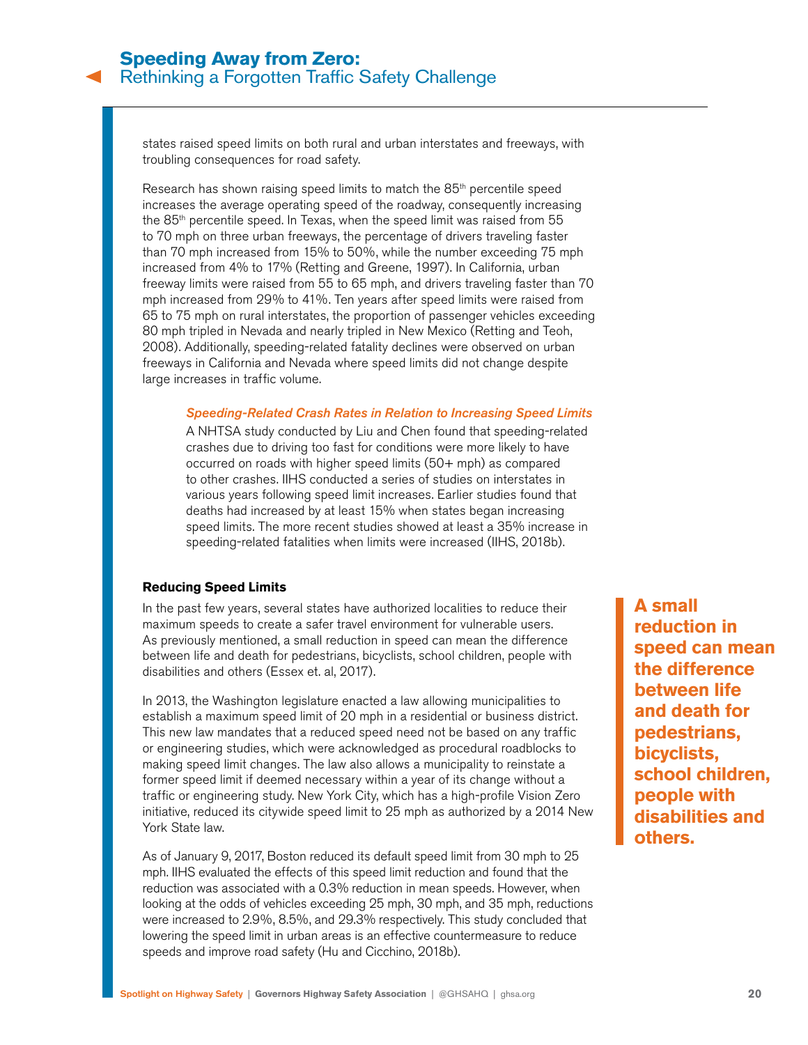states raised speed limits on both rural and urban interstates and freeways, with troubling consequences for road safety.

Research has shown raising speed limits to match the 85th percentile speed increases the average operating speed of the roadway, consequently increasing the 85th percentile speed. In Texas, when the speed limit was raised from 55 to 70 mph on three urban freeways, the percentage of drivers traveling faster than 70 mph increased from 15% to 50%, while the number exceeding 75 mph increased from 4% to 17% (Retting and Greene, 1997). In California, urban freeway limits were raised from 55 to 65 mph, and drivers traveling faster than 70 mph increased from 29% to 41%. Ten years after speed limits were raised from 65 to 75 mph on rural interstates, the proportion of passenger vehicles exceeding 80 mph tripled in Nevada and nearly tripled in New Mexico (Retting and Teoh, 2008). Additionally, speeding-related fatality declines were observed on urban freeways in California and Nevada where speed limits did not change despite large increases in traffic volume.

> ***Speeding-Related Crash Rates in Relation to Increasing Speed Limits***
>
> A NHTSA study conducted by Liu and Chen found that speeding-related crashes due to driving too fast for conditions were more likely to have occurred on roads with higher speed limits (50+ mph) as compared to other crashes. IIHS conducted a series of studies on interstates in various years following speed limit increases. Earlier studies found that deaths had increased by at least 15% when states began increasing speed limits. The more recent studies showed at least a 35% increase in speeding-related fatalities when limits were increased (IIHS, 2018b).

**Reducing Speed Limits**

In the past few years, several states have authorized localities to reduce their maximum speeds to create a safer travel environment for vulnerable users. As previously mentioned, a small reduction in speed can mean the difference between life and death for pedestrians, bicyclists, school children, people with disabilities and others (Essex et. al, 2017).

> **A small reduction in speed can mean the difference between life and death for pedestrians, bicyclists, school children, people with disabilities and others.**

In 2013, the Washington legislature enacted a law allowing municipalities to establish a maximum speed limit of 20 mph in a residential or business district. This new law mandates that a reduced speed need not be based on any traffic or engineering studies, which were acknowledged as procedural roadblocks to making speed limit changes. The law also allows a municipality to reinstate a former speed limit if deemed necessary within a year of its change without a traffic or engineering study. New York City, which has a high-profile Vision Zero initiative, reduced its citywide speed limit to 25 mph as authorized by a 2014 New York State law.

As of January 9, 2017, Boston reduced its default speed limit from 30 mph to 25 mph. IIHS evaluated the effects of this speed limit reduction and found that the reduction was associated with a 0.3% reduction in mean speeds. However, when looking at the odds of vehicles exceeding 25 mph, 30 mph, and 35 mph, reductions were increased to 2.9%, 8.5%, and 29.3% respectively. This study concluded that lowering the speed limit in urban areas is an effective countermeasure to reduce speeds and improve road safety (Hu and Cicchino, 2018b).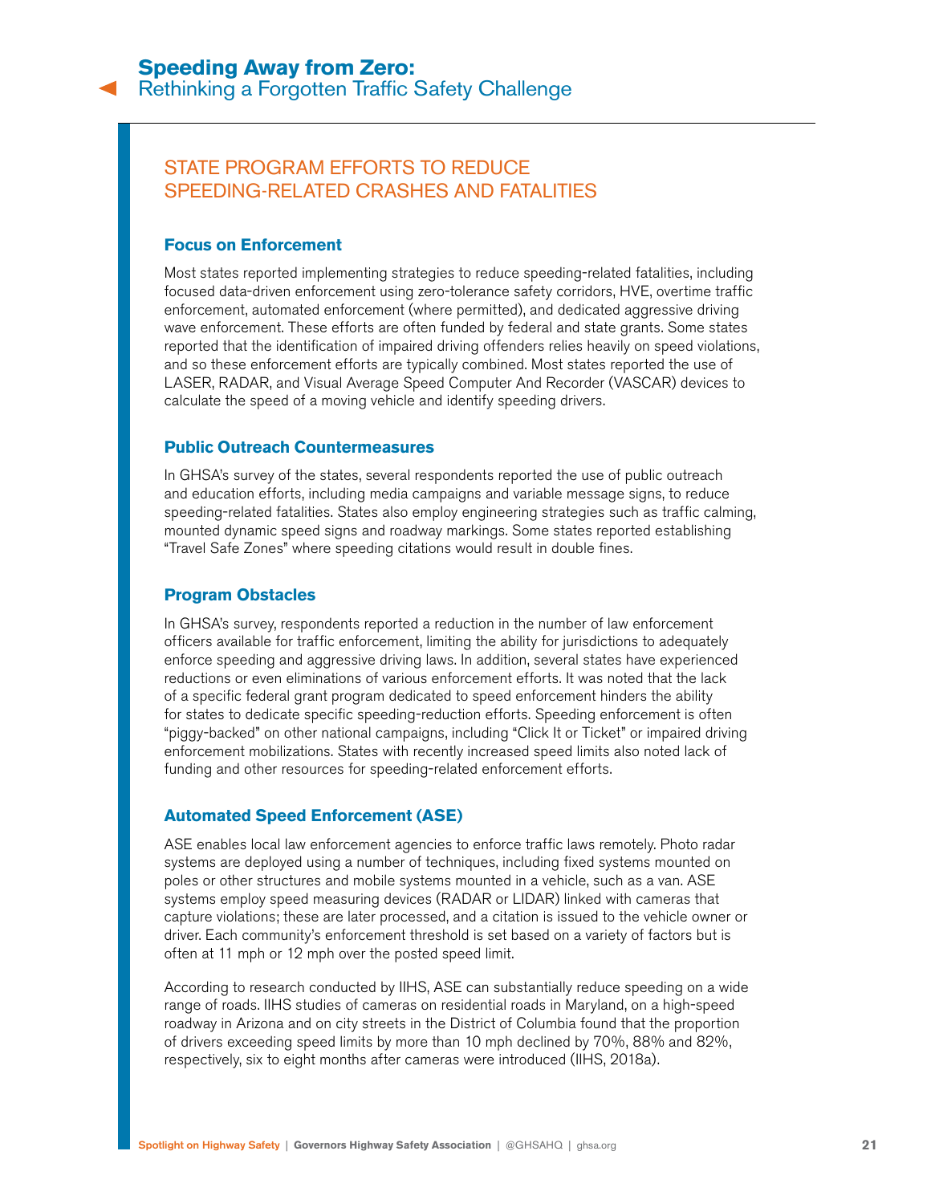## STATE PROGRAM EFFORTS TO REDUCE SPEEDING-RELATED CRASHES AND FATALITIES

### Focus on Enforcement

Most states reported implementing strategies to reduce speeding-related fatalities, including focused data-driven enforcement using zero-tolerance safety corridors, HVE, overtime traffic enforcement, automated enforcement (where permitted), and dedicated aggressive driving wave enforcement. These efforts are often funded by federal and state grants. Some states reported that the identification of impaired driving offenders relies heavily on speed violations, and so these enforcement efforts are typically combined. Most states reported the use of LASER, RADAR, and Visual Average Speed Computer And Recorder (VASCAR) devices to calculate the speed of a moving vehicle and identify speeding drivers.

### Public Outreach Countermeasures

In GHSA's survey of the states, several respondents reported the use of public outreach and education efforts, including media campaigns and variable message signs, to reduce speeding-related fatalities. States also employ engineering strategies such as traffic calming, mounted dynamic speed signs and roadway markings. Some states reported establishing "Travel Safe Zones" where speeding citations would result in double fines.

### Program Obstacles

In GHSA's survey, respondents reported a reduction in the number of law enforcement officers available for traffic enforcement, limiting the ability for jurisdictions to adequately enforce speeding and aggressive driving laws. In addition, several states have experienced reductions or even eliminations of various enforcement efforts. It was noted that the lack of a specific federal grant program dedicated to speed enforcement hinders the ability for states to dedicate specific speeding-reduction efforts. Speeding enforcement is often "piggy-backed" on other national campaigns, including "Click It or Ticket" or impaired driving enforcement mobilizations. States with recently increased speed limits also noted lack of funding and other resources for speeding-related enforcement efforts.

### Automated Speed Enforcement (ASE)

ASE enables local law enforcement agencies to enforce traffic laws remotely. Photo radar systems are deployed using a number of techniques, including fixed systems mounted on poles or other structures and mobile systems mounted in a vehicle, such as a van. ASE systems employ speed measuring devices (RADAR or LIDAR) linked with cameras that capture violations; these are later processed, and a citation is issued to the vehicle owner or driver. Each community's enforcement threshold is set based on a variety of factors but is often at 11 mph or 12 mph over the posted speed limit.

According to research conducted by IIHS, ASE can substantially reduce speeding on a wide range of roads. IIHS studies of cameras on residential roads in Maryland, on a high-speed roadway in Arizona and on city streets in the District of Columbia found that the proportion of drivers exceeding speed limits by more than 10 mph declined by 70%, 88% and 82%, respectively, six to eight months after cameras were introduced (IIHS, 2018a).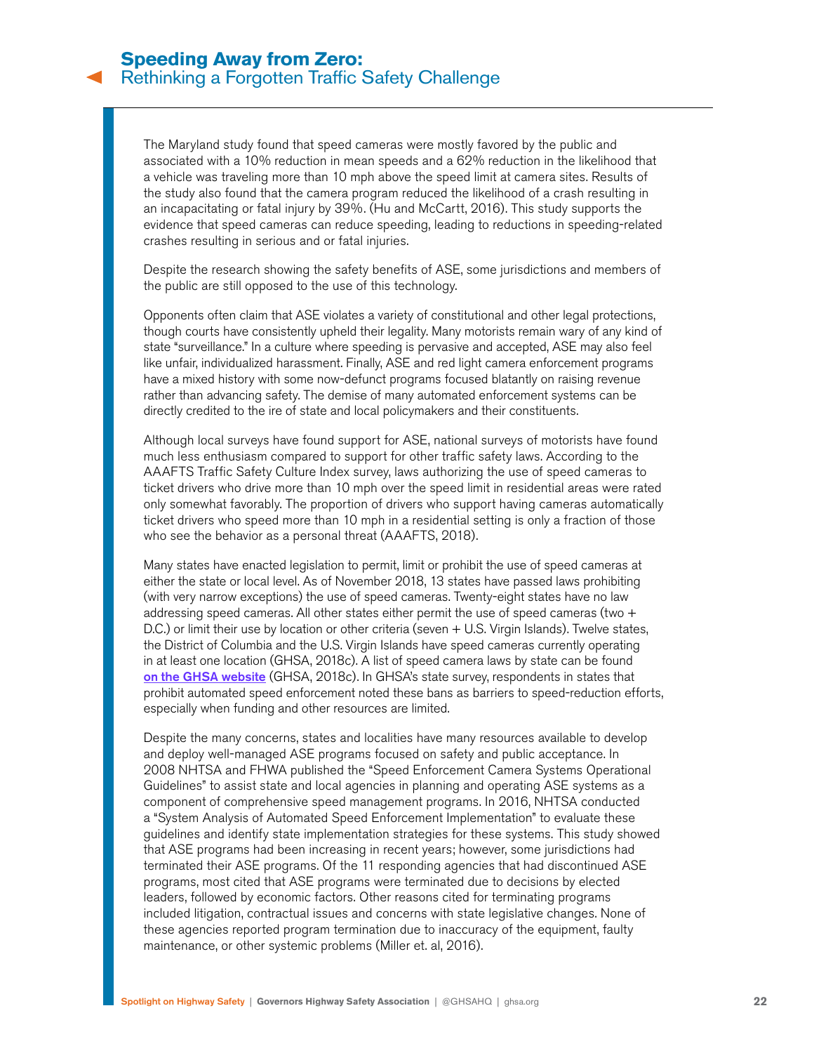The Maryland study found that speed cameras were mostly favored by the public and associated with a 10% reduction in mean speeds and a 62% reduction in the likelihood that a vehicle was traveling more than 10 mph above the speed limit at camera sites. Results of the study also found that the camera program reduced the likelihood of a crash resulting in an incapacitating or fatal injury by 39%. (Hu and McCartt, 2016). This study supports the evidence that speed cameras can reduce speeding, leading to reductions in speeding-related crashes resulting in serious and or fatal injuries.

Despite the research showing the safety benefits of ASE, some jurisdictions and members of the public are still opposed to the use of this technology.

Opponents often claim that ASE violates a variety of constitutional and other legal protections, though courts have consistently upheld their legality. Many motorists remain wary of any kind of state "surveillance." In a culture where speeding is pervasive and accepted, ASE may also feel like unfair, individualized harassment. Finally, ASE and red light camera enforcement programs have a mixed history with some now-defunct programs focused blatantly on raising revenue rather than advancing safety. The demise of many automated enforcement systems can be directly credited to the ire of state and local policymakers and their constituents.

Although local surveys have found support for ASE, national surveys of motorists have found much less enthusiasm compared to support for other traffic safety laws. According to the AAAFTS Traffic Safety Culture Index survey, laws authorizing the use of speed cameras to ticket drivers who drive more than 10 mph over the speed limit in residential areas were rated only somewhat favorably. The proportion of drivers who support having cameras automatically ticket drivers who speed more than 10 mph in a residential setting is only a fraction of those who see the behavior as a personal threat (AAAFTS, 2018).

Many states have enacted legislation to permit, limit or prohibit the use of speed cameras at either the state or local level. As of November 2018, 13 states have passed laws prohibiting (with very narrow exceptions) the use of speed cameras. Twenty-eight states have no law addressing speed cameras. All other states either permit the use of speed cameras (two + D.C.) or limit their use by location or other criteria (seven + U.S. Virgin Islands). Twelve states, the District of Columbia and the U.S. Virgin Islands have speed cameras currently operating in at least one location (GHSA, 2018c). A list of speed camera laws by state can be found [on the GHSA website] (GHSA, 2018c). In GHSA's state survey, respondents in states that prohibit automated speed enforcement noted these bans as barriers to speed-reduction efforts, especially when funding and other resources are limited.

Despite the many concerns, states and localities have many resources available to develop and deploy well-managed ASE programs focused on safety and public acceptance. In 2008 NHTSA and FHWA published the "Speed Enforcement Camera Systems Operational Guidelines" to assist state and local agencies in planning and operating ASE systems as a component of comprehensive speed management programs. In 2016, NHTSA conducted a "System Analysis of Automated Speed Enforcement Implementation" to evaluate these guidelines and identify state implementation strategies for these systems. This study showed that ASE programs had been increasing in recent years; however, some jurisdictions had terminated their ASE programs. Of the 11 responding agencies that had discontinued ASE programs, most cited that ASE programs were terminated due to decisions by elected leaders, followed by economic factors. Other reasons cited for terminating programs included litigation, contractual issues and concerns with state legislative changes. None of these agencies reported program termination due to inaccuracy of the equipment, faulty maintenance, or other systemic problems (Miller et. al, 2016).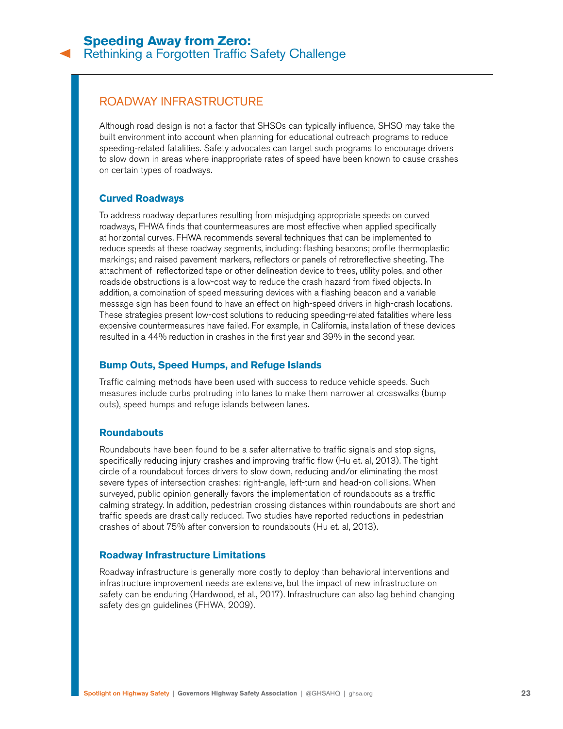## ROADWAY INFRASTRUCTURE

Although road design is not a factor that SHSOs can typically influence, SHSO may take the built environment into account when planning for educational outreach programs to reduce speeding-related fatalities. Safety advocates can target such programs to encourage drivers to slow down in areas where inappropriate rates of speed have been known to cause crashes on certain types of roadways.

### Curved Roadways

To address roadway departures resulting from misjudging appropriate speeds on curved roadways, FHWA finds that countermeasures are most effective when applied specifically at horizontal curves. FHWA recommends several techniques that can be implemented to reduce speeds at these roadway segments, including: flashing beacons; profile thermoplastic markings; and raised pavement markers, reflectors or panels of retroreflective sheeting. The attachment of reflectorized tape or other delineation device to trees, utility poles, and other roadside obstructions is a low-cost way to reduce the crash hazard from fixed objects. In addition, a combination of speed measuring devices with a flashing beacon and a variable message sign has been found to have an effect on high-speed drivers in high-crash locations. These strategies present low-cost solutions to reducing speeding-related fatalities where less expensive countermeasures have failed. For example, in California, installation of these devices resulted in a 44% reduction in crashes in the first year and 39% in the second year.

### Bump Outs, Speed Humps, and Refuge Islands

Traffic calming methods have been used with success to reduce vehicle speeds. Such measures include curbs protruding into lanes to make them narrower at crosswalks (bump outs), speed humps and refuge islands between lanes.

### Roundabouts

Roundabouts have been found to be a safer alternative to traffic signals and stop signs, specifically reducing injury crashes and improving traffic flow (Hu et. al, 2013). The tight circle of a roundabout forces drivers to slow down, reducing and/or eliminating the most severe types of intersection crashes: right-angle, left-turn and head-on collisions. When surveyed, public opinion generally favors the implementation of roundabouts as a traffic calming strategy. In addition, pedestrian crossing distances within roundabouts are short and traffic speeds are drastically reduced. Two studies have reported reductions in pedestrian crashes of about 75% after conversion to roundabouts (Hu et. al, 2013).

### Roadway Infrastructure Limitations

Roadway infrastructure is generally more costly to deploy than behavioral interventions and infrastructure improvement needs are extensive, but the impact of new infrastructure on safety can be enduring (Hardwood, et al., 2017). Infrastructure can also lag behind changing safety design guidelines (FHWA, 2009).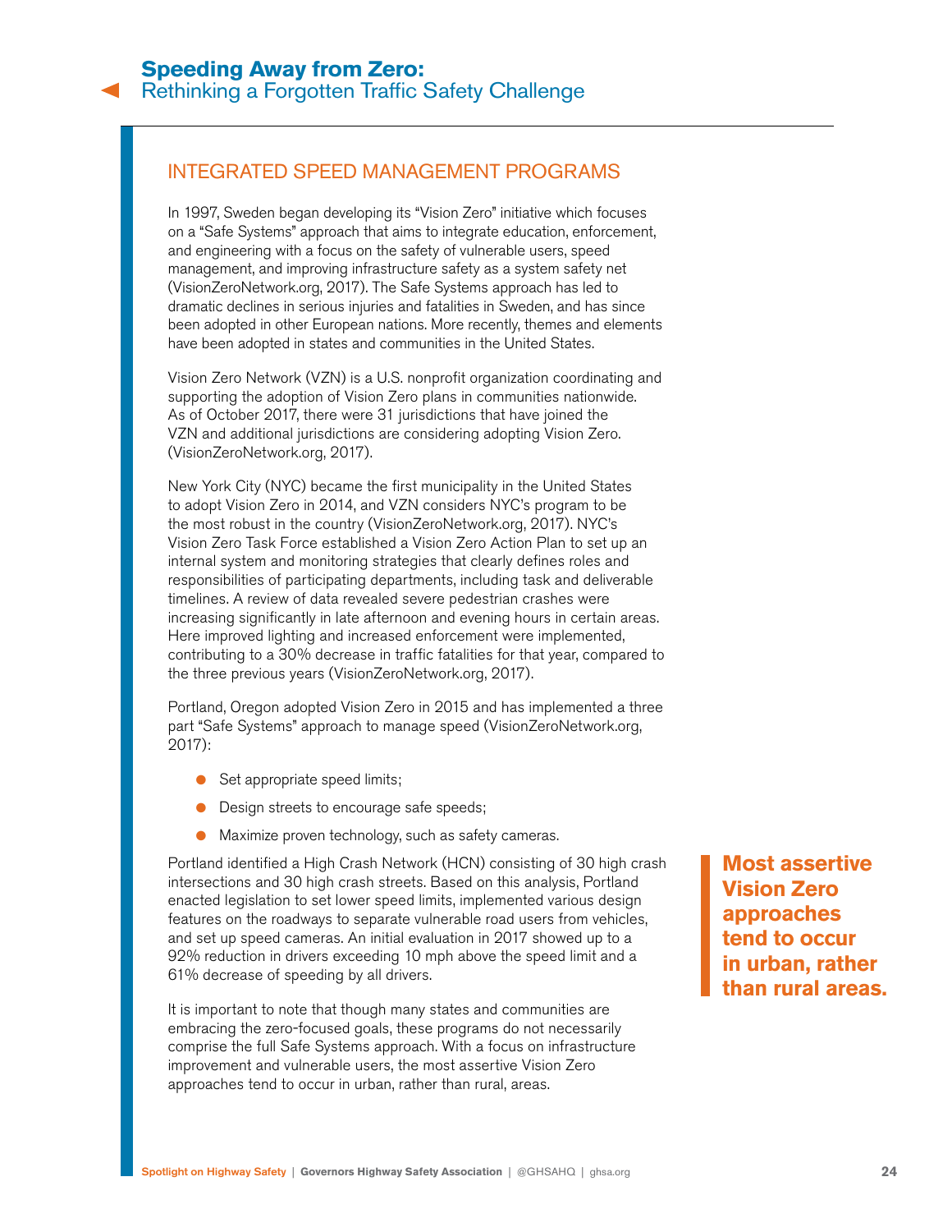## INTEGRATED SPEED MANAGEMENT PROGRAMS

In 1997, Sweden began developing its "Vision Zero" initiative which focuses on a "Safe Systems" approach that aims to integrate education, enforcement, and engineering with a focus on the safety of vulnerable users, speed management, and improving infrastructure safety as a system safety net (VisionZeroNetwork.org, 2017). The Safe Systems approach has led to dramatic declines in serious injuries and fatalities in Sweden, and has since been adopted in other European nations. More recently, themes and elements have been adopted in states and communities in the United States.

Vision Zero Network (VZN) is a U.S. nonprofit organization coordinating and supporting the adoption of Vision Zero plans in communities nationwide. As of October 2017, there were 31 jurisdictions that have joined the VZN and additional jurisdictions are considering adopting Vision Zero. (VisionZeroNetwork.org, 2017).

New York City (NYC) became the first municipality in the United States to adopt Vision Zero in 2014, and VZN considers NYC's program to be the most robust in the country (VisionZeroNetwork.org, 2017). NYC's Vision Zero Task Force established a Vision Zero Action Plan to set up an internal system and monitoring strategies that clearly defines roles and responsibilities of participating departments, including task and deliverable timelines. A review of data revealed severe pedestrian crashes were increasing significantly in late afternoon and evening hours in certain areas. Here improved lighting and increased enforcement were implemented, contributing to a 30% decrease in traffic fatalities for that year, compared to the three previous years (VisionZeroNetwork.org, 2017).

Portland, Oregon adopted Vision Zero in 2015 and has implemented a three part "Safe Systems" approach to manage speed (VisionZeroNetwork.org, 2017):

- Set appropriate speed limits;
- Design streets to encourage safe speeds;
- Maximize proven technology, such as safety cameras.

Portland identified a High Crash Network (HCN) consisting of 30 high crash intersections and 30 high crash streets. Based on this analysis, Portland enacted legislation to set lower speed limits, implemented various design features on the roadways to separate vulnerable road users from vehicles, and set up speed cameras. An initial evaluation in 2017 showed up to a 92% reduction in drivers exceeding 10 mph above the speed limit and a 61% decrease of speeding by all drivers.

It is important to note that though many states and communities are embracing the zero-focused goals, these programs do not necessarily comprise the full Safe Systems approach. With a focus on infrastructure improvement and vulnerable users, the most assertive Vision Zero approaches tend to occur in urban, rather than rural, areas.

**Most assertive Vision Zero approaches tend to occur in urban, rather than rural areas.**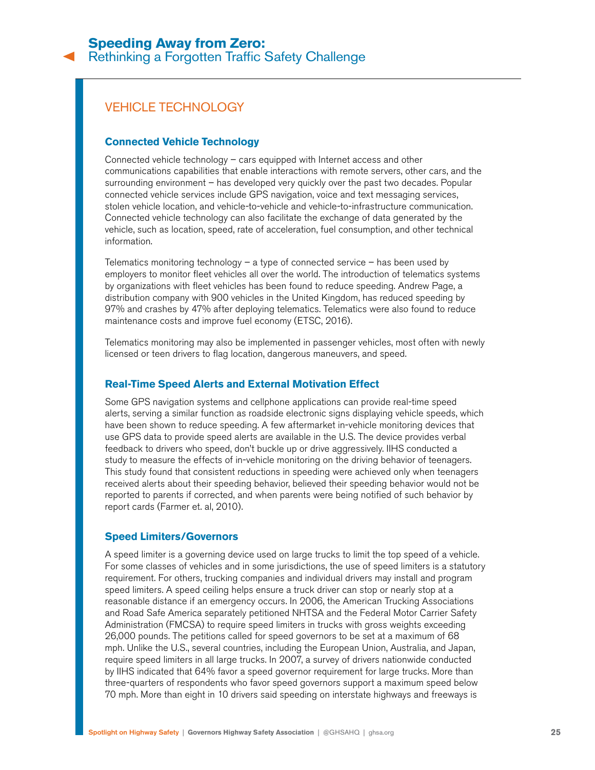## VEHICLE TECHNOLOGY

### Connected Vehicle Technology

Connected vehicle technology – cars equipped with Internet access and other communications capabilities that enable interactions with remote servers, other cars, and the surrounding environment – has developed very quickly over the past two decades. Popular connected vehicle services include GPS navigation, voice and text messaging services, stolen vehicle location, and vehicle-to-vehicle and vehicle-to-infrastructure communication. Connected vehicle technology can also facilitate the exchange of data generated by the vehicle, such as location, speed, rate of acceleration, fuel consumption, and other technical information.

Telematics monitoring technology – a type of connected service – has been used by employers to monitor fleet vehicles all over the world. The introduction of telematics systems by organizations with fleet vehicles has been found to reduce speeding. Andrew Page, a distribution company with 900 vehicles in the United Kingdom, has reduced speeding by 97% and crashes by 47% after deploying telematics. Telematics were also found to reduce maintenance costs and improve fuel economy (ETSC, 2016).

Telematics monitoring may also be implemented in passenger vehicles, most often with newly licensed or teen drivers to flag location, dangerous maneuvers, and speed.

### Real-Time Speed Alerts and External Motivation Effect

Some GPS navigation systems and cellphone applications can provide real-time speed alerts, serving a similar function as roadside electronic signs displaying vehicle speeds, which have been shown to reduce speeding. A few aftermarket in-vehicle monitoring devices that use GPS data to provide speed alerts are available in the U.S. The device provides verbal feedback to drivers who speed, don't buckle up or drive aggressively. IIHS conducted a study to measure the effects of in-vehicle monitoring on the driving behavior of teenagers. This study found that consistent reductions in speeding were achieved only when teenagers received alerts about their speeding behavior, believed their speeding behavior would not be reported to parents if corrected, and when parents were being notified of such behavior by report cards (Farmer et. al, 2010).

### Speed Limiters/Governors

A speed limiter is a governing device used on large trucks to limit the top speed of a vehicle. For some classes of vehicles and in some jurisdictions, the use of speed limiters is a statutory requirement. For others, trucking companies and individual drivers may install and program speed limiters. A speed ceiling helps ensure a truck driver can stop or nearly stop at a reasonable distance if an emergency occurs. In 2006, the American Trucking Associations and Road Safe America separately petitioned NHTSA and the Federal Motor Carrier Safety Administration (FMCSA) to require speed limiters in trucks with gross weights exceeding 26,000 pounds. The petitions called for speed governors to be set at a maximum of 68 mph. Unlike the U.S., several countries, including the European Union, Australia, and Japan, require speed limiters in all large trucks. In 2007, a survey of drivers nationwide conducted by IIHS indicated that 64% favor a speed governor requirement for large trucks. More than three-quarters of respondents who favor speed governors support a maximum speed below 70 mph. More than eight in 10 drivers said speeding on interstate highways and freeways is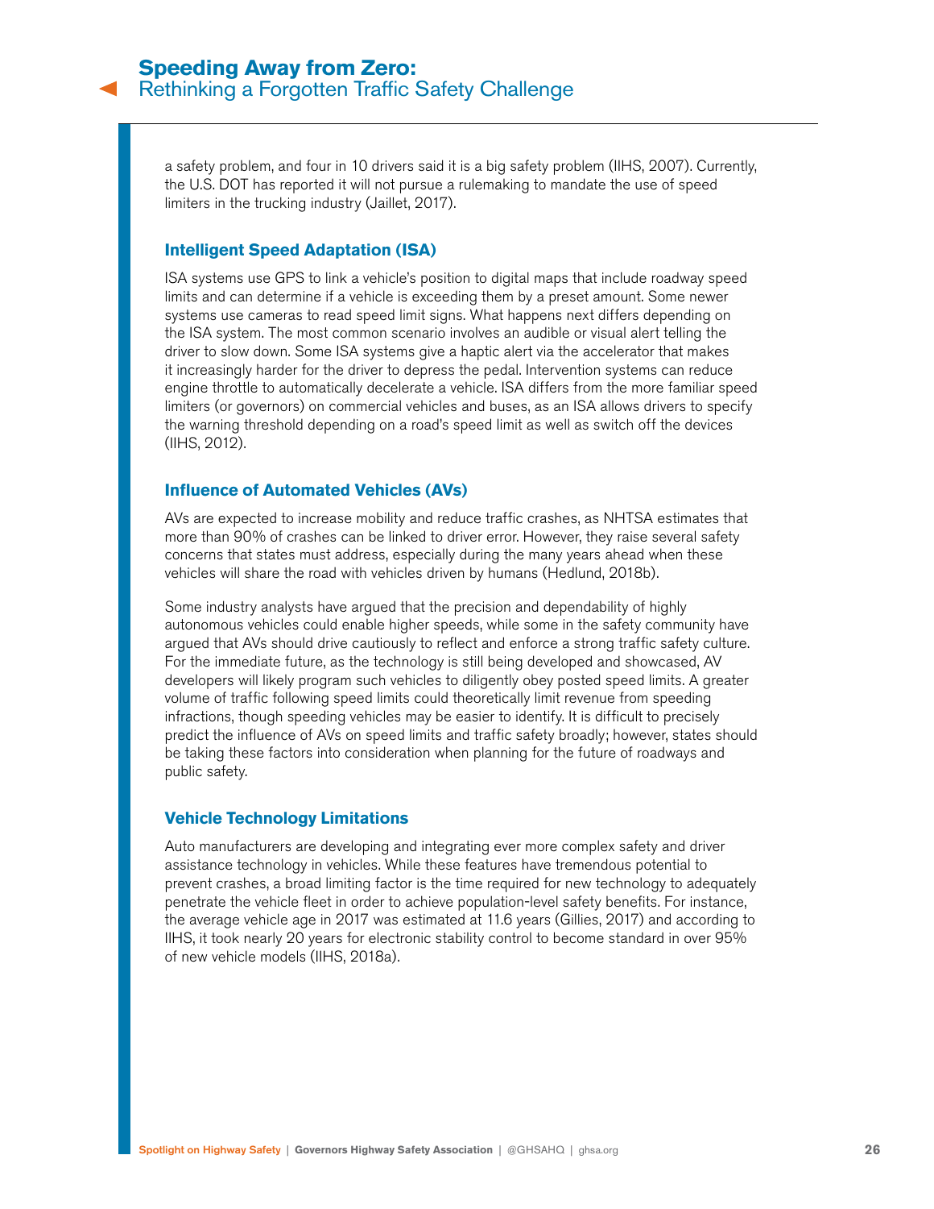a safety problem, and four in 10 drivers said it is a big safety problem (IIHS, 2007). Currently, the U.S. DOT has reported it will not pursue a rulemaking to mandate the use of speed limiters in the trucking industry (Jaillet, 2017).

### Intelligent Speed Adaptation (ISA)

ISA systems use GPS to link a vehicle's position to digital maps that include roadway speed limits and can determine if a vehicle is exceeding them by a preset amount. Some newer systems use cameras to read speed limit signs. What happens next differs depending on the ISA system. The most common scenario involves an audible or visual alert telling the driver to slow down. Some ISA systems give a haptic alert via the accelerator that makes it increasingly harder for the driver to depress the pedal. Intervention systems can reduce engine throttle to automatically decelerate a vehicle. ISA differs from the more familiar speed limiters (or governors) on commercial vehicles and buses, as an ISA allows drivers to specify the warning threshold depending on a road's speed limit as well as switch off the devices (IIHS, 2012).

### Influence of Automated Vehicles (AVs)

AVs are expected to increase mobility and reduce traffic crashes, as NHTSA estimates that more than 90% of crashes can be linked to driver error. However, they raise several safety concerns that states must address, especially during the many years ahead when these vehicles will share the road with vehicles driven by humans (Hedlund, 2018b).

Some industry analysts have argued that the precision and dependability of highly autonomous vehicles could enable higher speeds, while some in the safety community have argued that AVs should drive cautiously to reflect and enforce a strong traffic safety culture. For the immediate future, as the technology is still being developed and showcased, AV developers will likely program such vehicles to diligently obey posted speed limits. A greater volume of traffic following speed limits could theoretically limit revenue from speeding infractions, though speeding vehicles may be easier to identify. It is difficult to precisely predict the influence of AVs on speed limits and traffic safety broadly; however, states should be taking these factors into consideration when planning for the future of roadways and public safety.

### Vehicle Technology Limitations

Auto manufacturers are developing and integrating ever more complex safety and driver assistance technology in vehicles. While these features have tremendous potential to prevent crashes, a broad limiting factor is the time required for new technology to adequately penetrate the vehicle fleet in order to achieve population-level safety benefits. For instance, the average vehicle age in 2017 was estimated at 11.6 years (Gillies, 2017) and according to IIHS, it took nearly 20 years for electronic stability control to become standard in over 95% of new vehicle models (IIHS, 2018a).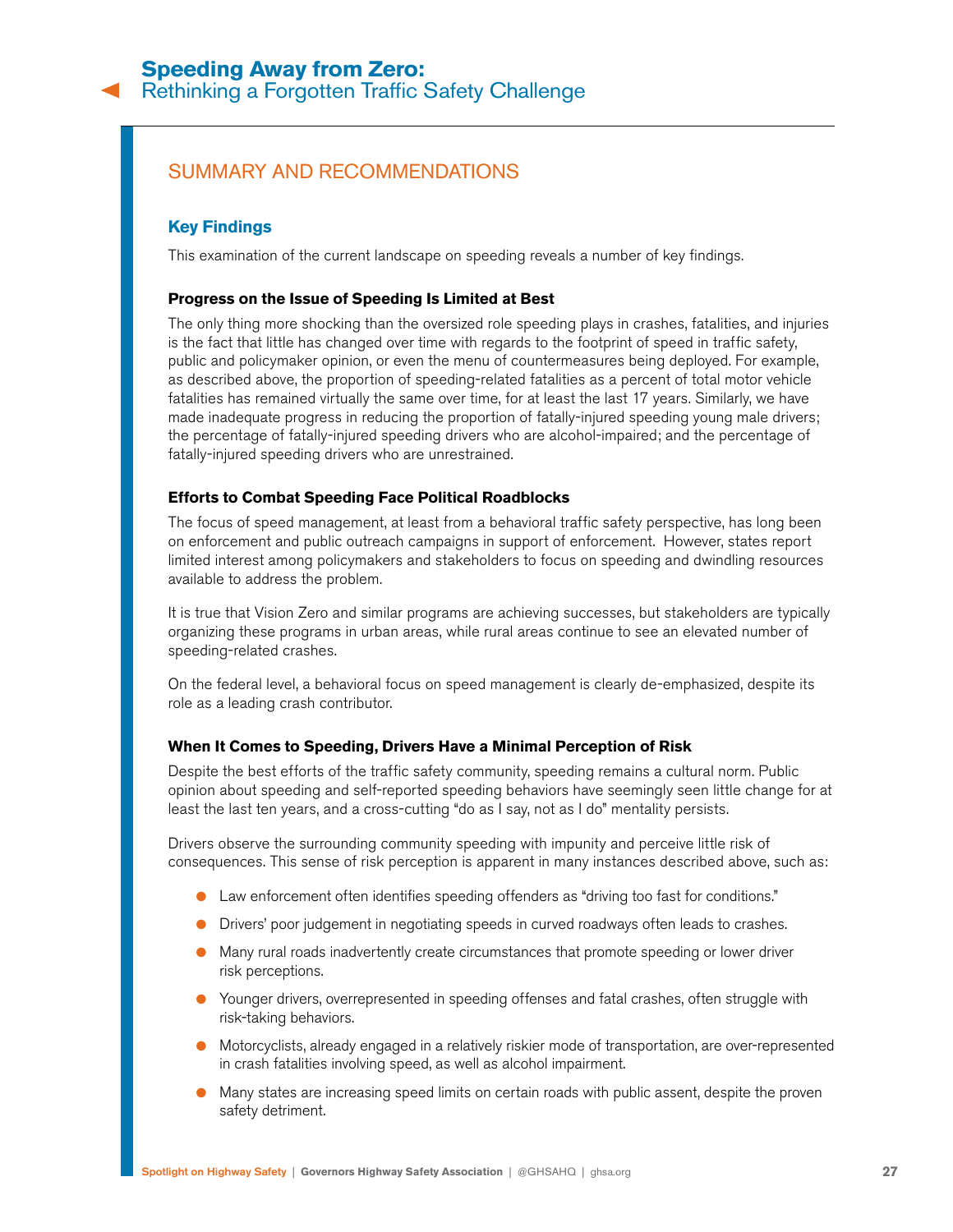## SUMMARY AND RECOMMENDATIONS

### Key Findings

This examination of the current landscape on speeding reveals a number of key findings.

#### Progress on the Issue of Speeding Is Limited at Best

The only thing more shocking than the oversized role speeding plays in crashes, fatalities, and injuries is the fact that little has changed over time with regards to the footprint of speed in traffic safety, public and policymaker opinion, or even the menu of countermeasures being deployed. For example, as described above, the proportion of speeding-related fatalities as a percent of total motor vehicle fatalities has remained virtually the same over time, for at least the last 17 years. Similarly, we have made inadequate progress in reducing the proportion of fatally-injured speeding young male drivers; the percentage of fatally-injured speeding drivers who are alcohol-impaired; and the percentage of fatally-injured speeding drivers who are unrestrained.

#### Efforts to Combat Speeding Face Political Roadblocks

The focus of speed management, at least from a behavioral traffic safety perspective, has long been on enforcement and public outreach campaigns in support of enforcement. However, states report limited interest among policymakers and stakeholders to focus on speeding and dwindling resources available to address the problem.

It is true that Vision Zero and similar programs are achieving successes, but stakeholders are typically organizing these programs in urban areas, while rural areas continue to see an elevated number of speeding-related crashes.

On the federal level, a behavioral focus on speed management is clearly de-emphasized, despite its role as a leading crash contributor.

#### When It Comes to Speeding, Drivers Have a Minimal Perception of Risk

Despite the best efforts of the traffic safety community, speeding remains a cultural norm. Public opinion about speeding and self-reported speeding behaviors have seemingly seen little change for at least the last ten years, and a cross-cutting "do as I say, not as I do" mentality persists.

Drivers observe the surrounding community speeding with impunity and perceive little risk of consequences. This sense of risk perception is apparent in many instances described above, such as:

- Law enforcement often identifies speeding offenders as "driving too fast for conditions."
- Drivers' poor judgement in negotiating speeds in curved roadways often leads to crashes.
- Many rural roads inadvertently create circumstances that promote speeding or lower driver risk perceptions.
- Younger drivers, overrepresented in speeding offenses and fatal crashes, often struggle with risk-taking behaviors.
- Motorcyclists, already engaged in a relatively riskier mode of transportation, are over-represented in crash fatalities involving speed, as well as alcohol impairment.
- Many states are increasing speed limits on certain roads with public assent, despite the proven safety detriment.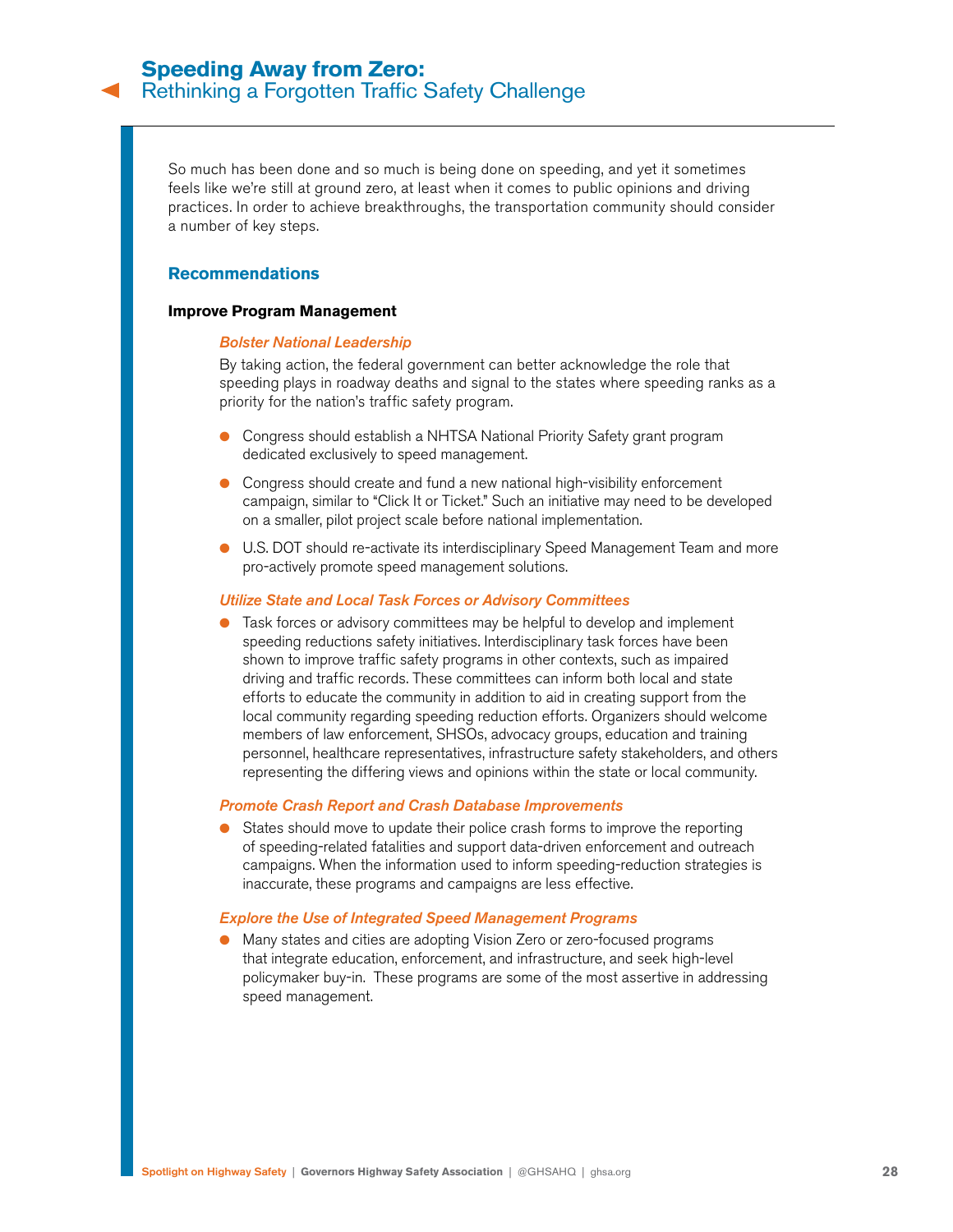So much has been done and so much is being done on speeding, and yet it sometimes feels like we're still at ground zero, at least when it comes to public opinions and driving practices. In order to achieve breakthroughs, the transportation community should consider a number of key steps.

## Recommendations

### Improve Program Management

#### *Bolster National Leadership*

By taking action, the federal government can better acknowledge the role that speeding plays in roadway deaths and signal to the states where speeding ranks as a priority for the nation's traffic safety program.

- Congress should establish a NHTSA National Priority Safety grant program dedicated exclusively to speed management.
- Congress should create and fund a new national high-visibility enforcement campaign, similar to "Click It or Ticket." Such an initiative may need to be developed on a smaller, pilot project scale before national implementation.
- U.S. DOT should re-activate its interdisciplinary Speed Management Team and more pro-actively promote speed management solutions.

#### *Utilize State and Local Task Forces or Advisory Committees*

- Task forces or advisory committees may be helpful to develop and implement speeding reductions safety initiatives. Interdisciplinary task forces have been shown to improve traffic safety programs in other contexts, such as impaired driving and traffic records. These committees can inform both local and state efforts to educate the community in addition to aid in creating support from the local community regarding speeding reduction efforts. Organizers should welcome members of law enforcement, SHSOs, advocacy groups, education and training personnel, healthcare representatives, infrastructure safety stakeholders, and others representing the differing views and opinions within the state or local community.

#### *Promote Crash Report and Crash Database Improvements*

- States should move to update their police crash forms to improve the reporting of speeding-related fatalities and support data-driven enforcement and outreach campaigns. When the information used to inform speeding-reduction strategies is inaccurate, these programs and campaigns are less effective.

#### *Explore the Use of Integrated Speed Management Programs*

- Many states and cities are adopting Vision Zero or zero-focused programs that integrate education, enforcement, and infrastructure, and seek high-level policymaker buy-in. These programs are some of the most assertive in addressing speed management.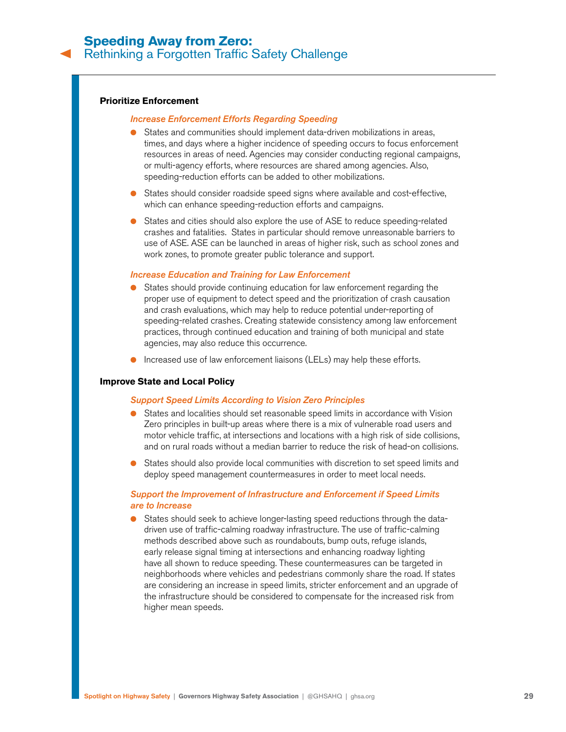### Prioritize Enforcement

#### *Increase Enforcement Efforts Regarding Speeding*

- States and communities should implement data-driven mobilizations in areas, times, and days where a higher incidence of speeding occurs to focus enforcement resources in areas of need. Agencies may consider conducting regional campaigns, or multi-agency efforts, where resources are shared among agencies. Also, speeding-reduction efforts can be added to other mobilizations.
- States should consider roadside speed signs where available and cost-effective, which can enhance speeding-reduction efforts and campaigns.
- States and cities should also explore the use of ASE to reduce speeding-related crashes and fatalities. States in particular should remove unreasonable barriers to use of ASE. ASE can be launched in areas of higher risk, such as school zones and work zones, to promote greater public tolerance and support.

#### *Increase Education and Training for Law Enforcement*

- States should provide continuing education for law enforcement regarding the proper use of equipment to detect speed and the prioritization of crash causation and crash evaluations, which may help to reduce potential under-reporting of speeding-related crashes. Creating statewide consistency among law enforcement practices, through continued education and training of both municipal and state agencies, may also reduce this occurrence.
- Increased use of law enforcement liaisons (LELs) may help these efforts.

### Improve State and Local Policy

#### *Support Speed Limits According to Vision Zero Principles*

- States and localities should set reasonable speed limits in accordance with Vision Zero principles in built-up areas where there is a mix of vulnerable road users and motor vehicle traffic, at intersections and locations with a high risk of side collisions, and on rural roads without a median barrier to reduce the risk of head-on collisions.
- States should also provide local communities with discretion to set speed limits and deploy speed management countermeasures in order to meet local needs.

#### *Support the Improvement of Infrastructure and Enforcement if Speed Limits are to Increase*

- States should seek to achieve longer-lasting speed reductions through the data-driven use of traffic-calming roadway infrastructure. The use of traffic-calming methods described above such as roundabouts, bump outs, refuge islands, early release signal timing at intersections and enhancing roadway lighting have all shown to reduce speeding. These countermeasures can be targeted in neighborhoods where vehicles and pedestrians commonly share the road. If states are considering an increase in speed limits, stricter enforcement and an upgrade of the infrastructure should be considered to compensate for the increased risk from higher mean speeds.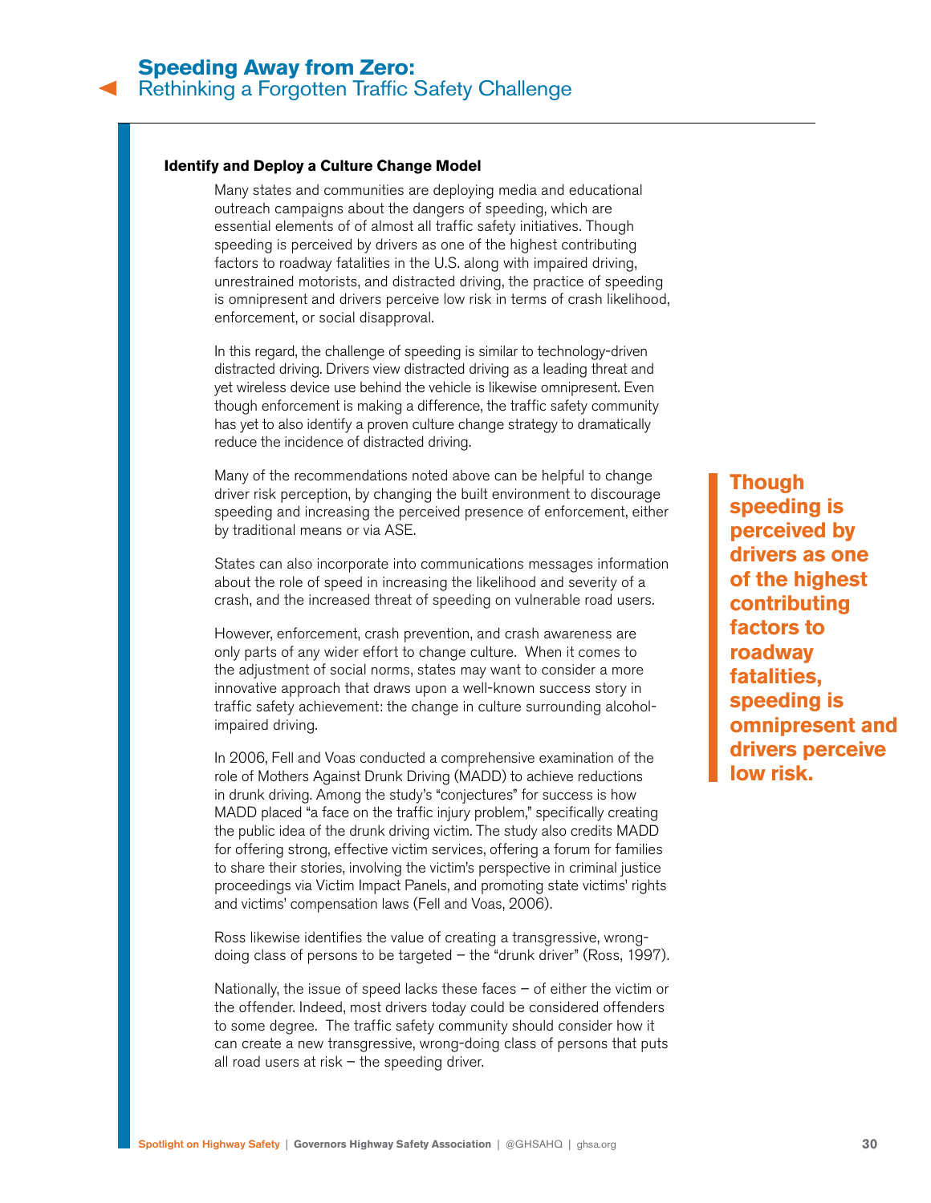### Identify and Deploy a Culture Change Model

Many states and communities are deploying media and educational outreach campaigns about the dangers of speeding, which are essential elements of of almost all traffic safety initiatives. Though speeding is perceived by drivers as one of the highest contributing factors to roadway fatalities in the U.S. along with impaired driving, unrestrained motorists, and distracted driving, the practice of speeding is omnipresent and drivers perceive low risk in terms of crash likelihood, enforcement, or social disapproval.

In this regard, the challenge of speeding is similar to technology-driven distracted driving. Drivers view distracted driving as a leading threat and yet wireless device use behind the vehicle is likewise omnipresent. Even though enforcement is making a difference, the traffic safety community has yet to also identify a proven culture change strategy to dramatically reduce the incidence of distracted driving.

Many of the recommendations noted above can be helpful to change driver risk perception, by changing the built environment to discourage speeding and increasing the perceived presence of enforcement, either by traditional means or via ASE.

States can also incorporate into communications messages information about the role of speed in increasing the likelihood and severity of a crash, and the increased threat of speeding on vulnerable road users.

However, enforcement, crash prevention, and crash awareness are only parts of any wider effort to change culture. When it comes to the adjustment of social norms, states may want to consider a more innovative approach that draws upon a well-known success story in traffic safety achievement: the change in culture surrounding alcohol-impaired driving.

In 2006, Fell and Voas conducted a comprehensive examination of the role of Mothers Against Drunk Driving (MADD) to achieve reductions in drunk driving. Among the study's "conjectures" for success is how MADD placed "a face on the traffic injury problem," specifically creating the public idea of the drunk driving victim. The study also credits MADD for offering strong, effective victim services, offering a forum for families to share their stories, involving the victim's perspective in criminal justice proceedings via Victim Impact Panels, and promoting state victims' rights and victims' compensation laws (Fell and Voas, 2006).

Ross likewise identifies the value of creating a transgressive, wrong-doing class of persons to be targeted – the "drunk driver" (Ross, 1997).

Nationally, the issue of speed lacks these faces – of either the victim or the offender. Indeed, most drivers today could be considered offenders to some degree. The traffic safety community should consider how it can create a new transgressive, wrong-doing class of persons that puts all road users at risk – the speeding driver.

> **Though speeding is perceived by drivers as one of the highest contributing factors to roadway fatalities, speeding is omnipresent and drivers perceive low risk.**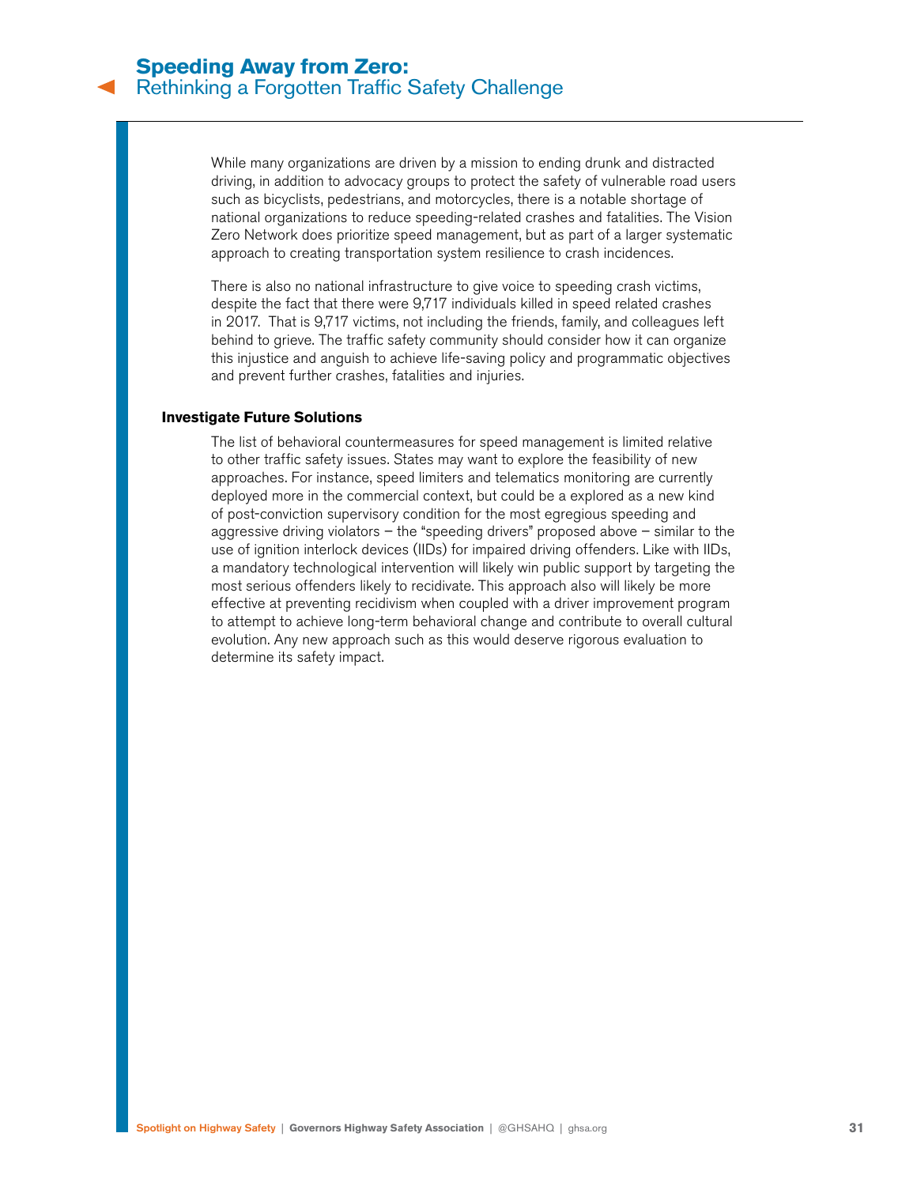While many organizations are driven by a mission to ending drunk and distracted driving, in addition to advocacy groups to protect the safety of vulnerable road users such as bicyclists, pedestrians, and motorcycles, there is a notable shortage of national organizations to reduce speeding-related crashes and fatalities. The Vision Zero Network does prioritize speed management, but as part of a larger systematic approach to creating transportation system resilience to crash incidences.

There is also no national infrastructure to give voice to speeding crash victims, despite the fact that there were 9,717 individuals killed in speed related crashes in 2017. That is 9,717 victims, not including the friends, family, and colleagues left behind to grieve. The traffic safety community should consider how it can organize this injustice and anguish to achieve life-saving policy and programmatic objectives and prevent further crashes, fatalities and injuries.

### Investigate Future Solutions

The list of behavioral countermeasures for speed management is limited relative to other traffic safety issues. States may want to explore the feasibility of new approaches. For instance, speed limiters and telematics monitoring are currently deployed more in the commercial context, but could be a explored as a new kind of post-conviction supervisory condition for the most egregious speeding and aggressive driving violators – the "speeding drivers" proposed above – similar to the use of ignition interlock devices (IIDs) for impaired driving offenders. Like with IIDs, a mandatory technological intervention will likely win public support by targeting the most serious offenders likely to recidivate. This approach also will likely be more effective at preventing recidivism when coupled with a driver improvement program to attempt to achieve long-term behavioral change and contribute to overall cultural evolution. Any new approach such as this would deserve rigorous evaluation to determine its safety impact.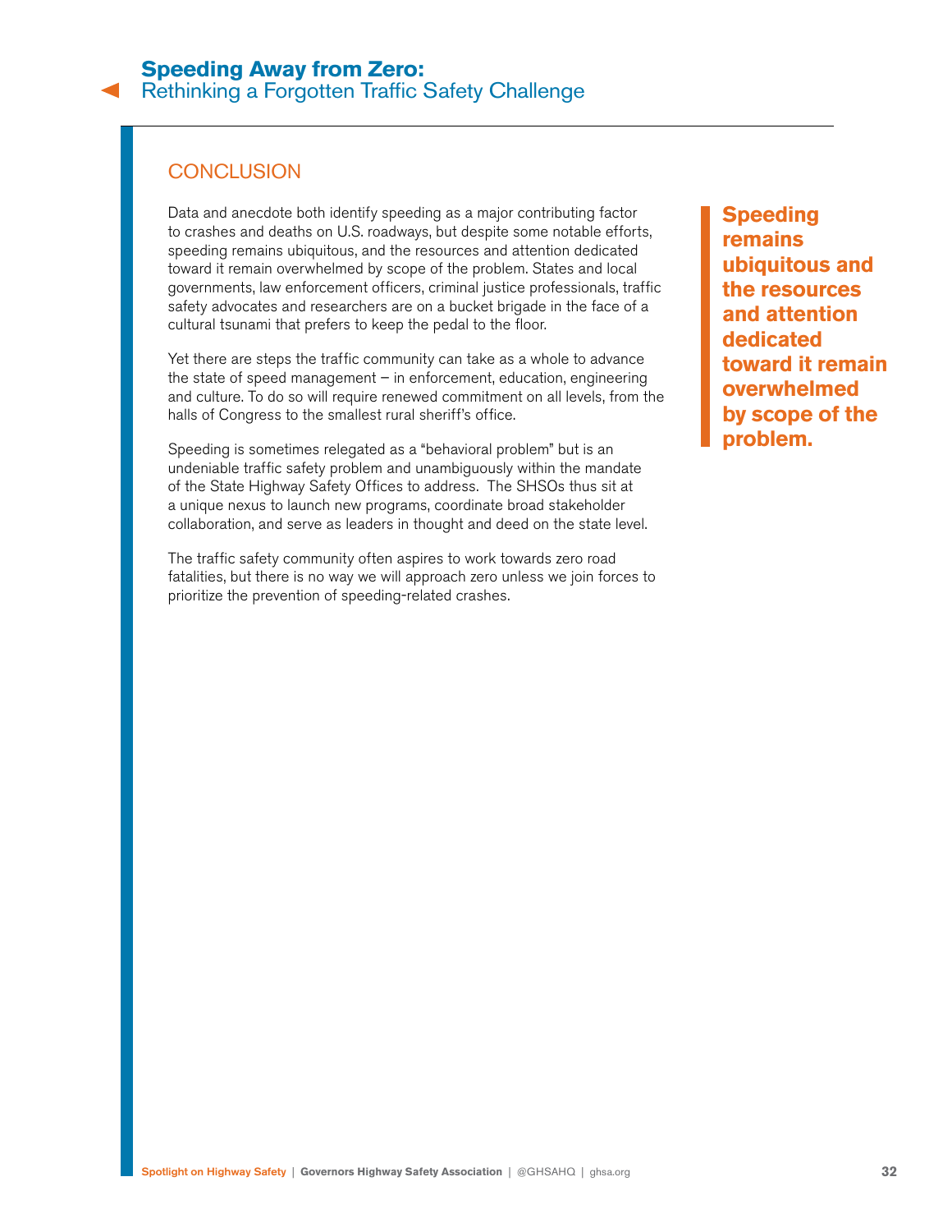## CONCLUSION

Data and anecdote both identify speeding as a major contributing factor to crashes and deaths on U.S. roadways, but despite some notable efforts, speeding remains ubiquitous, and the resources and attention dedicated toward it remain overwhelmed by scope of the problem. States and local governments, law enforcement officers, criminal justice professionals, traffic safety advocates and researchers are on a bucket brigade in the face of a cultural tsunami that prefers to keep the pedal to the floor.

Yet there are steps the traffic community can take as a whole to advance the state of speed management – in enforcement, education, engineering and culture. To do so will require renewed commitment on all levels, from the halls of Congress to the smallest rural sheriff's office.

Speeding is sometimes relegated as a "behavioral problem" but is an undeniable traffic safety problem and unambiguously within the mandate of the State Highway Safety Offices to address. The SHSOs thus sit at a unique nexus to launch new programs, coordinate broad stakeholder collaboration, and serve as leaders in thought and deed on the state level.

The traffic safety community often aspires to work towards zero road fatalities, but there is no way we will approach zero unless we join forces to prioritize the prevention of speeding-related crashes.

**Speeding remains ubiquitous and the resources and attention dedicated toward it remain overwhelmed by scope of the problem.**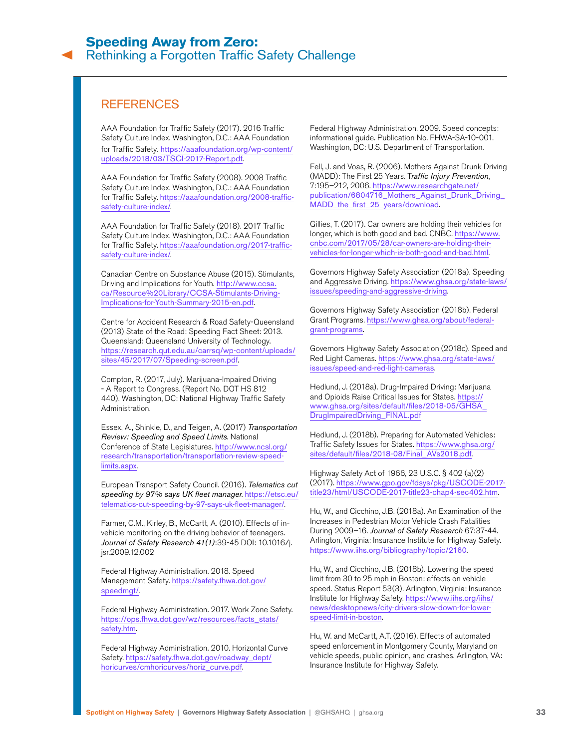## REFERENCES

AAA Foundation for Traffic Safety (2017). 2016 Traffic Safety Culture Index. Washington, D.C.: AAA Foundation for Traffic Safety. https://aaafoundation.org/wp-content/uploads/2018/03/TSCI-2017-Report.pdf.

AAA Foundation for Traffic Safety (2008). 2008 Traffic Safety Culture Index. Washington, D.C.: AAA Foundation for Traffic Safety. https://aaafoundation.org/2008-traffic-safety-culture-index/.

AAA Foundation for Traffic Safety (2018). 2017 Traffic Safety Culture Index. Washington, D.C.: AAA Foundation for Traffic Safety. https://aaafoundation.org/2017-traffic-safety-culture-index/.

Canadian Centre on Substance Abuse (2015). Stimulants, Driving and Implications for Youth. http://www.ccsa.ca/Resource%20Library/CCSA-Stimulants-Driving-Implications-for-Youth-Summary-2015-en.pdf.

Centre for Accident Research & Road Safety-Queensland (2013) State of the Road: Speeding Fact Sheet: 2013. Queensland: Queensland University of Technology. https://research.qut.edu.au/carrsq/wp-content/uploads/sites/45/2017/07/Speeding-screen.pdf.

Compton, R. (2017, July). Marijuana-Impaired Driving - A Report to Congress. (Report No. DOT HS 812 440). Washington, DC: National Highway Traffic Safety Administration.

Essex, A., Shinkle, D., and Teigen, A. (2017) *Transportation Review: Speeding and Speed Limits*. National Conference of State Legislatures. http://www.ncsl.org/research/transportation/transportation-review-speed-limits.aspx.

European Transport Safety Council. (2016). *Telematics cut speeding by 97% says UK fleet manager.* https://etsc.eu/telematics-cut-speeding-by-97-says-uk-fleet-manager/.

Farmer, C.M., Kirley, B., McCartt, A. (2010). Effects of in-vehicle monitoring on the driving behavior of teenagers. *Journal of Safety Research 41(1)*:39-45 DOI: 10.1016/j.jsr.2009.12.002

Federal Highway Administration. 2018. Speed Management Safety. https://safety.fhwa.dot.gov/speedmgt/.

Federal Highway Administration. 2017. Work Zone Safety. https://ops.fhwa.dot.gov/wz/resources/facts_stats/safety.htm.

Federal Highway Administration. 2010. Horizontal Curve Safety. https://safety.fhwa.dot.gov/roadway_dept/horicurves/cmhoricurves/horiz_curve.pdf.

Federal Highway Administration. 2009. Speed concepts: informational guide. Publication No. FHWA-SA-10-001. Washington, DC: U.S. Department of Transportation.

Fell, J. and Voas, R. (2006). Mothers Against Drunk Driving (MADD): The First 25 Years. T*raffic Injury Prevention*, 7:195–212, 2006. https://www.researchgate.net/publication/6804716_Mothers_Against_Drunk_Driving_MADD_the_first_25_years/download.

Gillies, T. (2017). Car owners are holding their vehicles for longer, which is both good and bad. CNBC. https://www.cnbc.com/2017/05/28/car-owners-are-holding-their-vehicles-for-longer-which-is-both-good-and-bad.html.

Governors Highway Safety Association (2018a). Speeding and Aggressive Driving. https://www.ghsa.org/state-laws/issues/speeding-and-aggressive-driving.

Governors Highway Safety Association (2018b). Federal Grant Programs. https://www.ghsa.org/about/federal-grant-programs.

Governors Highway Safety Association (2018c). Speed and Red Light Cameras. https://www.ghsa.org/state-laws/issues/speed-and-red-light-cameras.

Hedlund, J. (2018a). Drug-Impaired Driving: Marijuana and Opioids Raise Critical Issues for States. https://www.ghsa.org/sites/default/files/2018-05/GHSA_DrugImpairedDriving_FINAL.pdf

Hedlund, J. (2018b). Preparing for Automated Vehicles: Traffic Safety Issues for States. https://www.ghsa.org/sites/default/files/2018-08/Final_AVs2018.pdf.

Highway Safety Act of 1966, 23 U.S.C. § 402 (a)(2) (2017). https://www.gpo.gov/fdsys/pkg/USCODE-2017-title23/html/USCODE-2017-title23-chap4-sec402.htm.

Hu, W., and Cicchino, J.B. (2018a). An Examination of the Increases in Pedestrian Motor Vehicle Crash Fatalities During 2009–16. *Journal of Safety Research* 67:37-44. Arlington, Virginia: Insurance Institute for Highway Safety. https://www.iihs.org/bibliography/topic/2160.

Hu, W., and Cicchino, J.B. (2018b). Lowering the speed limit from 30 to 25 mph in Boston: effects on vehicle speed. Status Report 53(3). Arlington, Virginia: Insurance Institute for Highway Safety. https://www.iihs.org/iihs/news/desktopnews/city-drivers-slow-down-for-lower-speed-limit-in-boston.

Hu, W. and McCartt, A.T. (2016). Effects of automated speed enforcement in Montgomery County, Maryland on vehicle speeds, public opinion, and crashes. Arlington, VA: Insurance Institute for Highway Safety.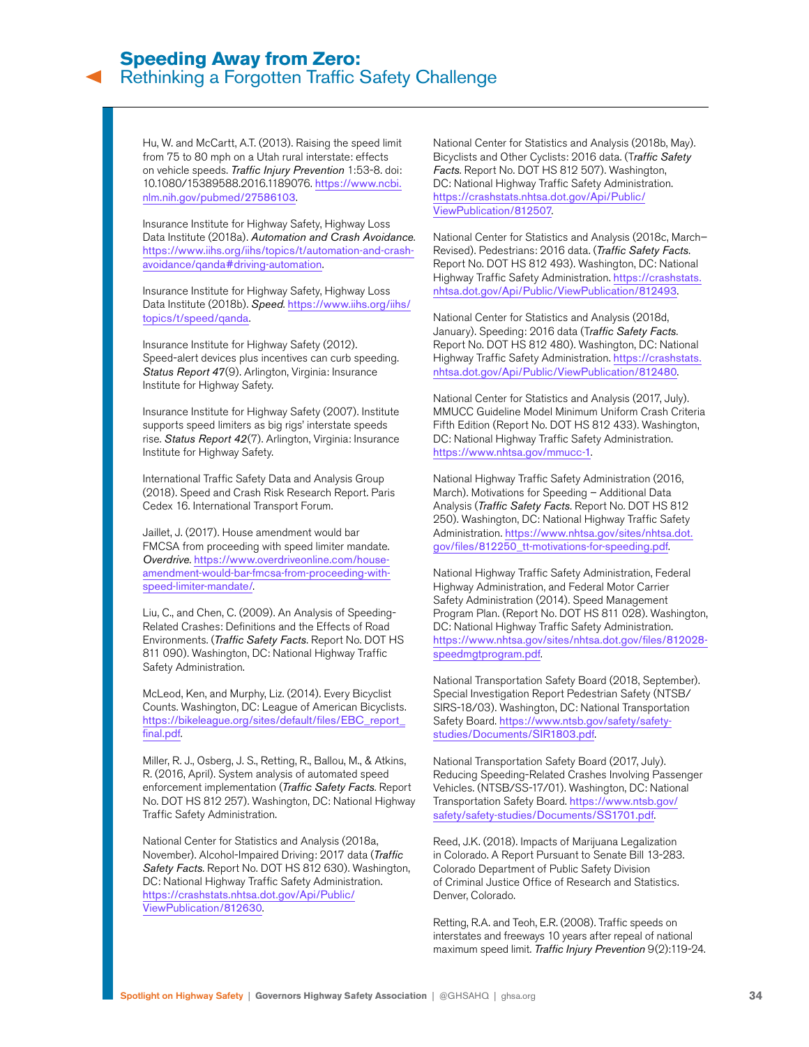Hu, W. and McCartt, A.T. (2013). Raising the speed limit from 75 to 80 mph on a Utah rural interstate: effects on vehicle speeds. *Traffic Injury Prevention* 1:53-8. doi: 10.1080/15389588.2016.1189076. https://www.ncbi.nlm.nih.gov/pubmed/27586103.

Insurance Institute for Highway Safety, Highway Loss Data Institute (2018a). *Automation and Crash Avoidance*. https://www.iihs.org/iihs/topics/t/automation-and-crash-avoidance/qanda#driving-automation.

Insurance Institute for Highway Safety, Highway Loss Data Institute (2018b). *Speed*. https://www.iihs.org/iihs/topics/t/speed/qanda.

Insurance Institute for Highway Safety (2012). Speed-alert devices plus incentives can curb speeding. *Status Report 47*(9). Arlington, Virginia: Insurance Institute for Highway Safety.

Insurance Institute for Highway Safety (2007). Institute supports speed limiters as big rigs' interstate speeds rise. *Status Report 42*(7). Arlington, Virginia: Insurance Institute for Highway Safety.

International Traffic Safety Data and Analysis Group (2018). Speed and Crash Risk Research Report. Paris Cedex 16. International Transport Forum.

Jaillet, J. (2017). House amendment would bar FMCSA from proceeding with speed limiter mandate. *Overdrive*. https://www.overdriveonline.com/house-amendment-would-bar-fmcsa-from-proceeding-with-speed-limiter-mandate/.

Liu, C., and Chen, C. (2009). An Analysis of Speeding-Related Crashes: Definitions and the Effects of Road Environments. (*Traffic Safety Facts*. Report No. DOT HS 811 090). Washington, DC: National Highway Traffic Safety Administration.

McLeod, Ken, and Murphy, Liz. (2014). Every Bicyclist Counts. Washington, DC: League of American Bicyclists. https://bikeleague.org/sites/default/files/EBC_report_final.pdf.

Miller, R. J., Osberg, J. S., Retting, R., Ballou, M., & Atkins, R. (2016, April). System analysis of automated speed enforcement implementation (*Traffic Safety Facts*. Report No. DOT HS 812 257). Washington, DC: National Highway Traffic Safety Administration.

National Center for Statistics and Analysis (2018a, November). Alcohol-Impaired Driving: 2017 data (*Traffic Safety Facts*. Report No. DOT HS 812 630). Washington, DC: National Highway Traffic Safety Administration. https://crashstats.nhtsa.dot.gov/Api/Public/ViewPublication/812630.

National Center for Statistics and Analysis (2018b, May). Bicyclists and Other Cyclists: 2016 data. (*Traffic Safety Facts*. Report No. DOT HS 812 507). Washington, DC: National Highway Traffic Safety Administration. https://crashstats.nhtsa.dot.gov/Api/Public/ViewPublication/812507.

National Center for Statistics and Analysis (2018c, March–Revised). Pedestrians: 2016 data. (*Traffic Safety Facts*. Report No. DOT HS 812 493). Washington, DC: National Highway Traffic Safety Administration. https://crashstats.nhtsa.dot.gov/Api/Public/ViewPublication/812493.

National Center for Statistics and Analysis (2018d, January). Speeding: 2016 data (T*raffic Safety Facts*. Report No. DOT HS 812 480). Washington, DC: National Highway Traffic Safety Administration. https://crashstats.nhtsa.dot.gov/Api/Public/ViewPublication/812480.

National Center for Statistics and Analysis (2017, July). MMUCC Guideline Model Minimum Uniform Crash Criteria Fifth Edition (Report No. DOT HS 812 433). Washington, DC: National Highway Traffic Safety Administration. https://www.nhtsa.gov/mmucc-1.

National Highway Traffic Safety Administration (2016, March). Motivations for Speeding – Additional Data Analysis (*Traffic Safety Facts*. Report No. DOT HS 812 250). Washington, DC: National Highway Traffic Safety Administration. https://www.nhtsa.gov/sites/nhtsa.dot.gov/files/812250_tt-motivations-for-speeding.pdf.

National Highway Traffic Safety Administration, Federal Highway Administration, and Federal Motor Carrier Safety Administration (2014). Speed Management Program Plan. (Report No. DOT HS 811 028). Washington, DC: National Highway Traffic Safety Administration. https://www.nhtsa.gov/sites/nhtsa.dot.gov/files/812028-speedmgtprogram.pdf.

National Transportation Safety Board (2018, September). Special Investigation Report Pedestrian Safety (NTSB/SIRS-18/03). Washington, DC: National Transportation Safety Board. https://www.ntsb.gov/safety/safety-studies/Documents/SIR1803.pdf.

National Transportation Safety Board (2017, July). Reducing Speeding-Related Crashes Involving Passenger Vehicles. (NTSB/SS-17/01). Washington, DC: National Transportation Safety Board. https://www.ntsb.gov/safety/safety-studies/Documents/SS1701.pdf.

Reed, J.K. (2018). Impacts of Marijuana Legalization in Colorado. A Report Pursuant to Senate Bill 13-283. Colorado Department of Public Safety Division of Criminal Justice Office of Research and Statistics. Denver, Colorado.

Retting, R.A. and Teoh, E.R. (2008). Traffic speeds on interstates and freeways 10 years after repeal of national maximum speed limit. *Traffic Injury Prevention* 9(2):119-24.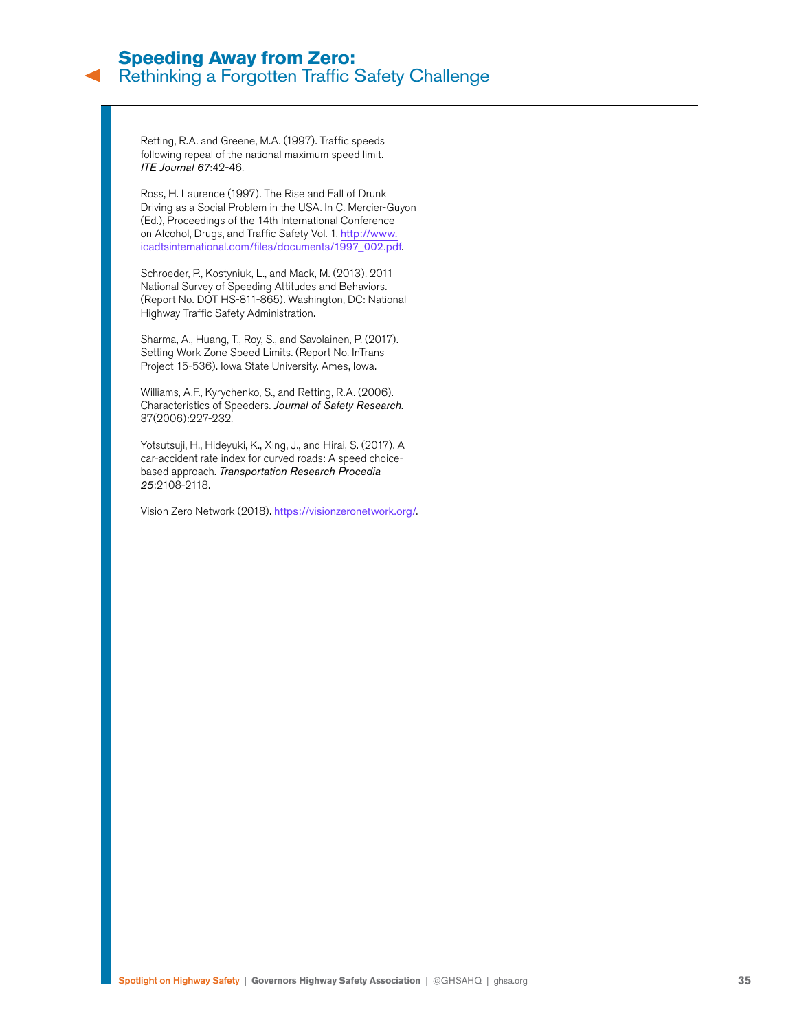Retting, R.A. and Greene, M.A. (1997). Traffic speeds following repeal of the national maximum speed limit. *ITE Journal 67*:42-46.

Ross, H. Laurence (1997). The Rise and Fall of Drunk Driving as a Social Problem in the USA. In C. Mercier-Guyon (Ed.), Proceedings of the 14th International Conference on Alcohol, Drugs, and Traffic Safety Vol. 1. http://www.icadtsinternational.com/files/documents/1997_002.pdf.

Schroeder, P., Kostyniuk, L., and Mack, M. (2013). 2011 National Survey of Speeding Attitudes and Behaviors. (Report No. DOT HS-811-865). Washington, DC: National Highway Traffic Safety Administration.

Sharma, A., Huang, T., Roy, S., and Savolainen, P. (2017). Setting Work Zone Speed Limits. (Report No. InTrans Project 15-536). Iowa State University. Ames, Iowa.

Williams, A.F., Kyrychenko, S., and Retting, R.A. (2006). Characteristics of Speeders. *Journal of Safety Research*. 37(2006):227-232.

Yotsutsuji, H., Hideyuki, K., Xing, J., and Hirai, S. (2017). A car-accident rate index for curved roads: A speed choice-based approach. *Transportation Research Procedia 25*:2108-2118.

Vision Zero Network (2018). https://visionzeronetwork.org/.